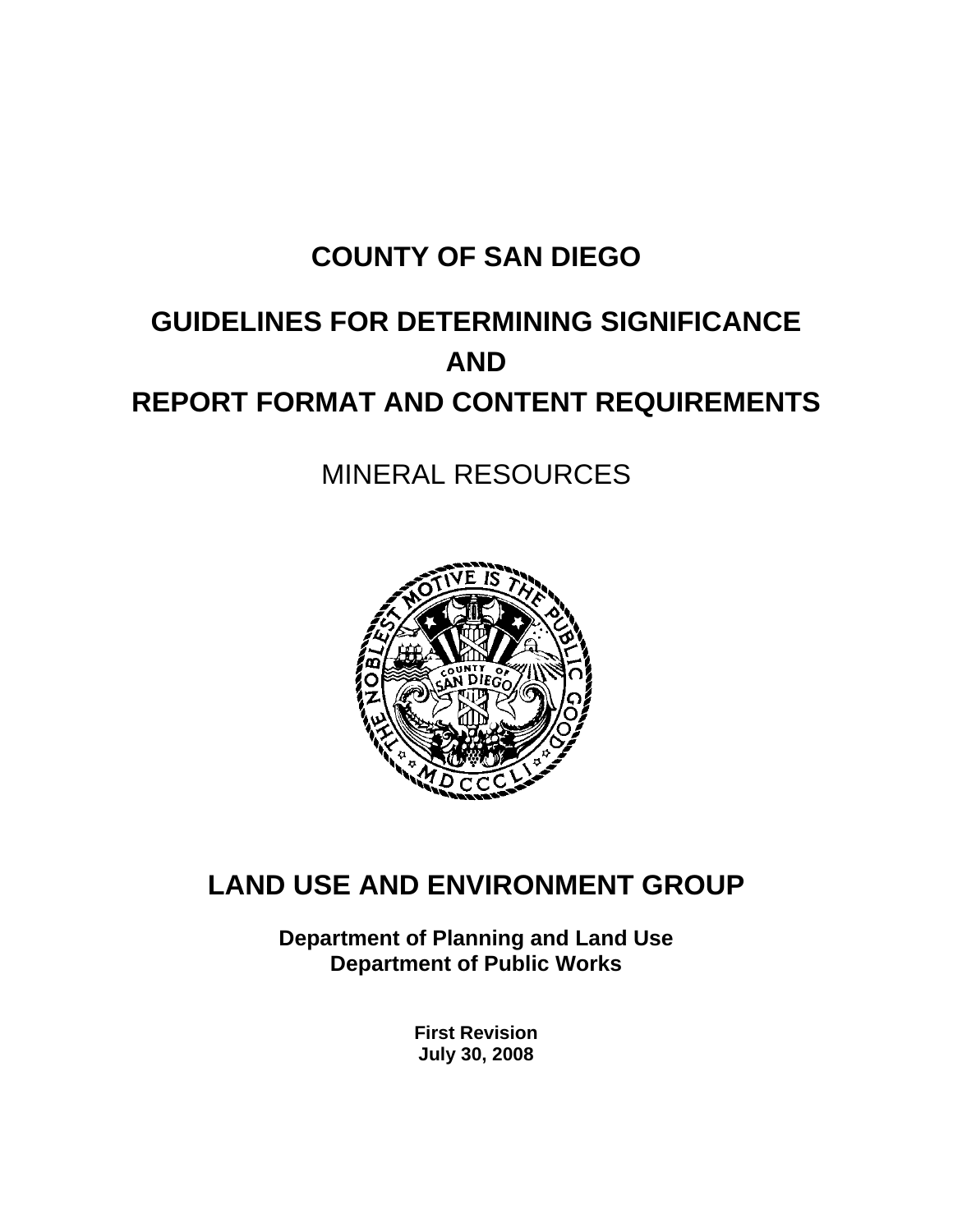# COUNTY OF SAN DIEGO

# GUIDELINES FOR DETERMINING SIGNIFICANCE AND REPORT FORMAT AND CONTENT REQUIREMENTS

## MINERAL RESOURCES

## LAND USE AND ENVIRONMENT GROUP

**Department of Planning and Land Use**
**Department of Public Works**

**First Revision**
**July 30, 2008**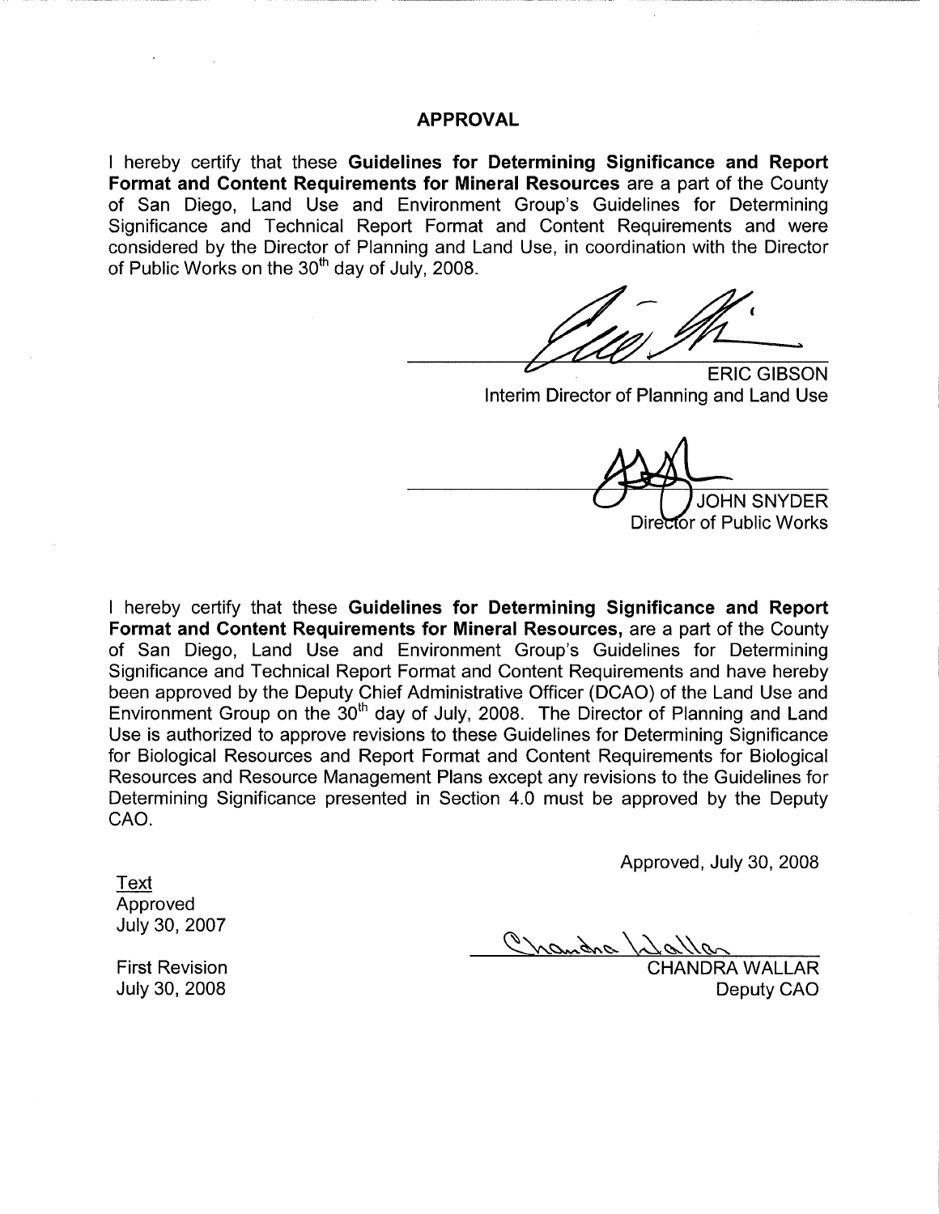## APPROVAL

I hereby certify that these **Guidelines for Determining Significance and Report Format and Content Requirements for Mineral Resources** are a part of the County of San Diego, Land Use and Environment Group's Guidelines for Determining Significance and Technical Report Format and Content Requirements and were considered by the Director of Planning and Land Use, in coordination with the Director of Public Works on the 30th day of July, 2008.

ERIC GIBSON
Interim Director of Planning and Land Use

JOHN SNYDER
Director of Public Works

I hereby certify that these **Guidelines for Determining Significance and Report Format and Content Requirements for Mineral Resources,** are a part of the County of San Diego, Land Use and Environment Group's Guidelines for Determining Significance and Technical Report Format and Content Requirements and have hereby been approved by the Deputy Chief Administrative Officer (DCAO) of the Land Use and Environment Group on the 30th day of July, 2008. The Director of Planning and Land Use is authorized to approve revisions to these Guidelines for Determining Significance for Biological Resources and Report Format and Content Requirements for Biological Resources and Resource Management Plans except any revisions to the Guidelines for Determining Significance presented in Section 4.0 must be approved by the Deputy CAO.

Approved, July 30, 2008

Text
Approved
July 30, 2007

First Revision
July 30, 2008

CHANDRA WALLAR
Deputy CAO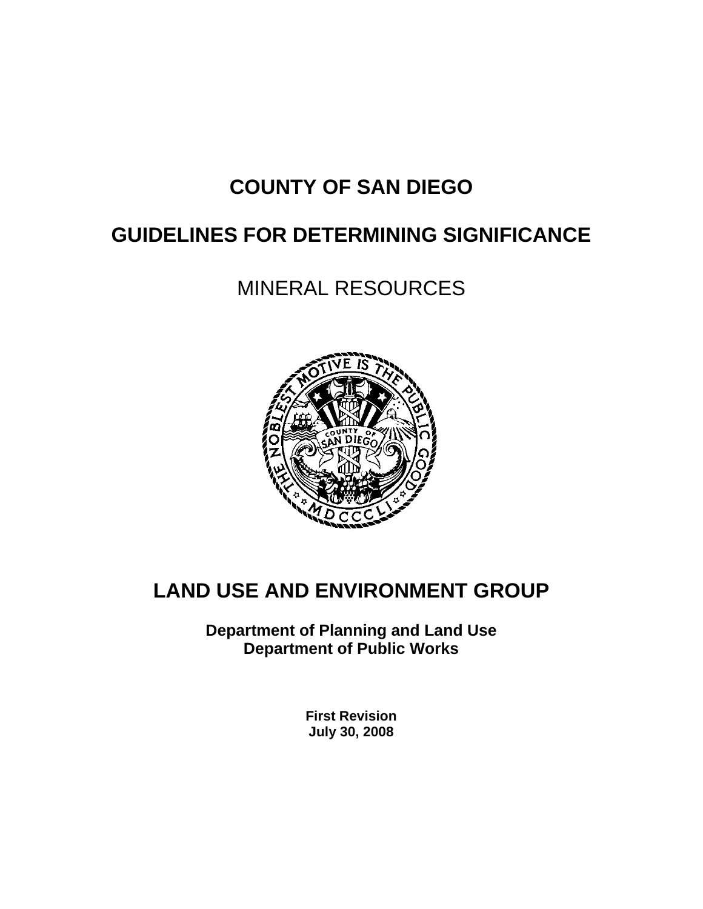# COUNTY OF SAN DIEGO

# GUIDELINES FOR DETERMINING SIGNIFICANCE

## MINERAL RESOURCES

# LAND USE AND ENVIRONMENT GROUP

**Department of Planning and Land Use**
**Department of Public Works**

**First Revision**
**July 30, 2008**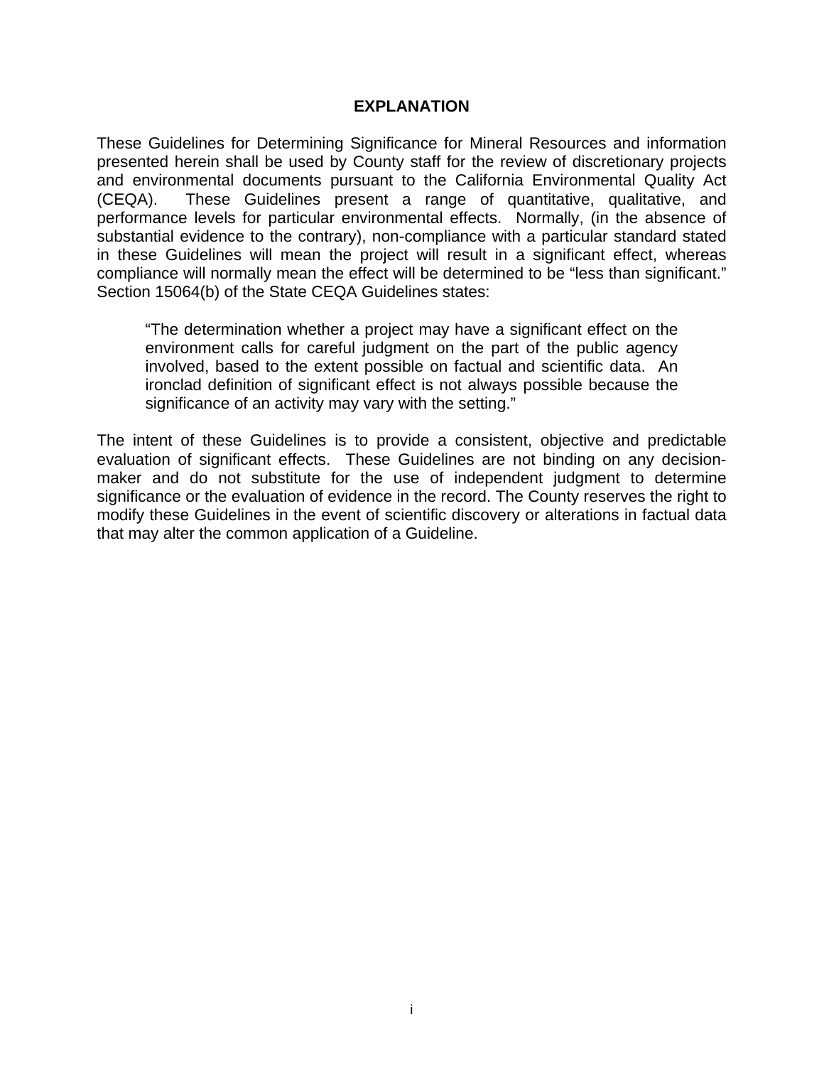## EXPLANATION

These Guidelines for Determining Significance for Mineral Resources and information presented herein shall be used by County staff for the review of discretionary projects and environmental documents pursuant to the California Environmental Quality Act (CEQA). These Guidelines present a range of quantitative, qualitative, and performance levels for particular environmental effects. Normally, (in the absence of substantial evidence to the contrary), non-compliance with a particular standard stated in these Guidelines will mean the project will result in a significant effect, whereas compliance will normally mean the effect will be determined to be "less than significant." Section 15064(b) of the State CEQA Guidelines states:

> "The determination whether a project may have a significant effect on the environment calls for careful judgment on the part of the public agency involved, based to the extent possible on factual and scientific data. An ironclad definition of significant effect is not always possible because the significance of an activity may vary with the setting."

The intent of these Guidelines is to provide a consistent, objective and predictable evaluation of significant effects. These Guidelines are not binding on any decision-maker and do not substitute for the use of independent judgment to determine significance or the evaluation of evidence in the record. The County reserves the right to modify these Guidelines in the event of scientific discovery or alterations in factual data that may alter the common application of a Guideline.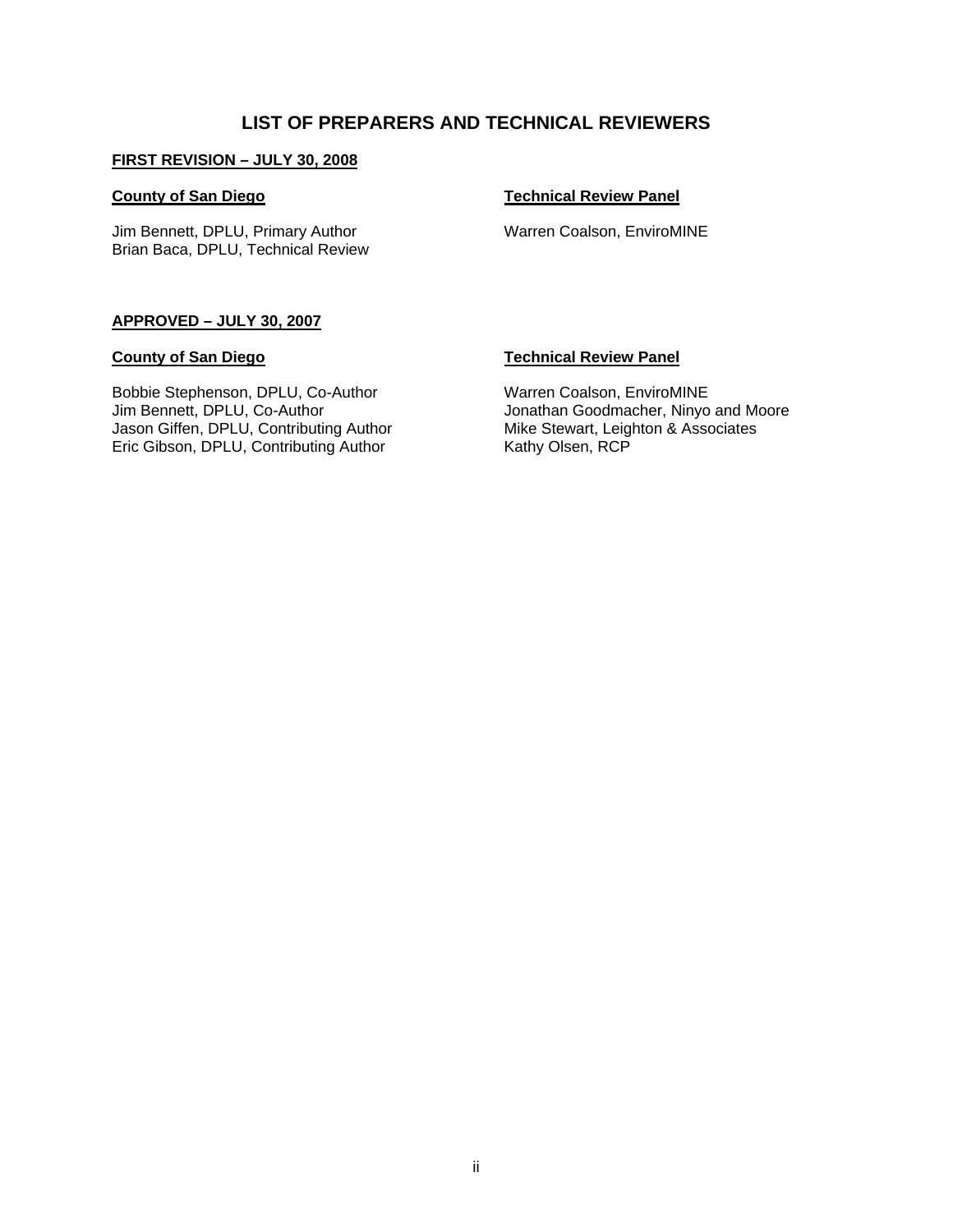# LIST OF PREPARERS AND TECHNICAL REVIEWERS

## FIRST REVISION – JULY 30, 2008

**County of San Diego**

Jim Bennett, DPLU, Primary Author
Brian Baca, DPLU, Technical Review

**Technical Review Panel**

Warren Coalson, EnviroMINE

## APPROVED – JULY 30, 2007

**County of San Diego**

Bobbie Stephenson, DPLU, Co-Author
Jim Bennett, DPLU, Co-Author
Jason Giffen, DPLU, Contributing Author
Eric Gibson, DPLU, Contributing Author

**Technical Review Panel**

Warren Coalson, EnviroMINE
Jonathan Goodmacher, Ninyo and Moore
Mike Stewart, Leighton & Associates
Kathy Olsen, RCP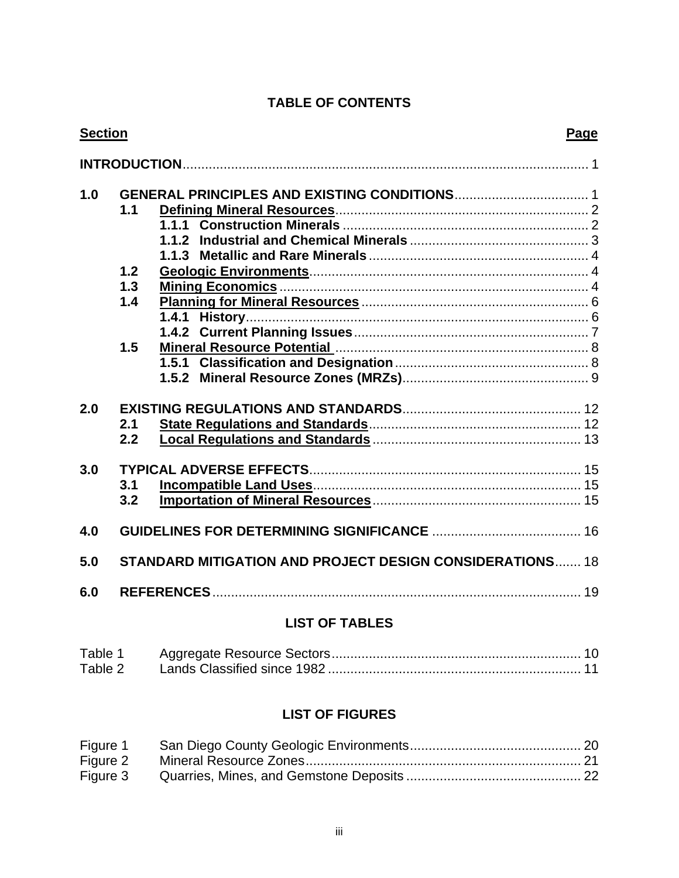# TABLE OF CONTENTS

| Section | | Page |
|---|---|---|
| **INTRODUCTION** | | 1 |
| **1.0** | **GENERAL PRINCIPLES AND EXISTING CONDITIONS** | 1 |
| **1.1** | **Defining Mineral Resources** | 2 |
| | **1.1.1 Construction Minerals** | 2 |
| | **1.1.2 Industrial and Chemical Minerals** | 3 |
| | **1.1.3 Metallic and Rare Minerals** | 4 |
| **1.2** | **Geologic Environments** | 4 |
| **1.3** | **Mining Economics** | 4 |
| **1.4** | **Planning for Mineral Resources** | 6 |
| | **1.4.1 History** | 6 |
| | **1.4.2 Current Planning Issues** | 7 |
| **1.5** | **Mineral Resource Potential** | 8 |
| | **1.5.1 Classification and Designation** | 8 |
| | **1.5.2 Mineral Resource Zones (MRZs)** | 9 |
| **2.0** | **EXISTING REGULATIONS AND STANDARDS** | 12 |
| **2.1** | **State Regulations and Standards** | 12 |
| **2.2** | **Local Regulations and Standards** | 13 |
| **3.0** | **TYPICAL ADVERSE EFFECTS** | 15 |
| **3.1** | **Incompatible Land Uses** | 15 |
| **3.2** | **Importation of Mineral Resources** | 15 |
| **4.0** | **GUIDELINES FOR DETERMINING SIGNIFICANCE** | 16 |
| **5.0** | **STANDARD MITIGATION AND PROJECT DESIGN CONSIDERATIONS** | 18 |
| **6.0** | **REFERENCES** | 19 |

## LIST OF TABLES

| | | |
|---|---|---|
| Table 1 | Aggregate Resource Sectors | 10 |
| Table 2 | Lands Classified since 1982 | 11 |

## LIST OF FIGURES

| | | |
|---|---|---|
| Figure 1 | San Diego County Geologic Environments | 20 |
| Figure 2 | Mineral Resource Zones | 21 |
| Figure 3 | Quarries, Mines, and Gemstone Deposits | 22 |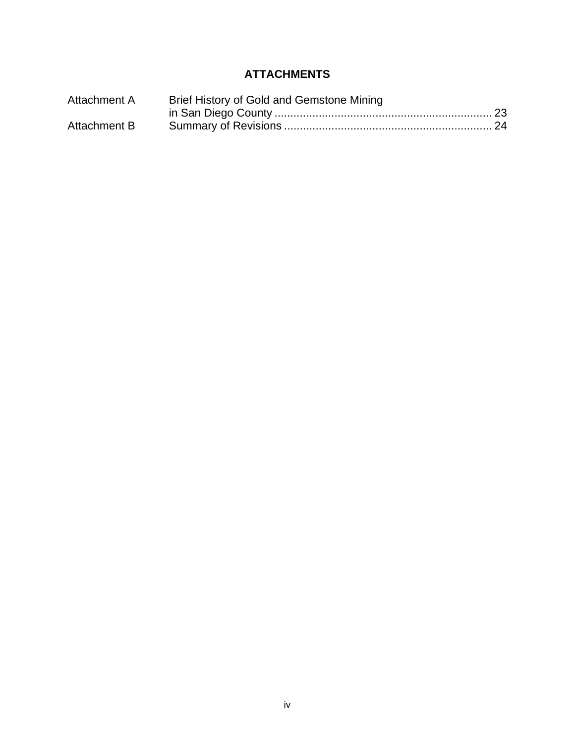## ATTACHMENTS

| | | |
|---|---|---|
| Attachment A | Brief History of Gold and Gemstone Mining in San Diego County | 23 |
| Attachment B | Summary of Revisions | 24 |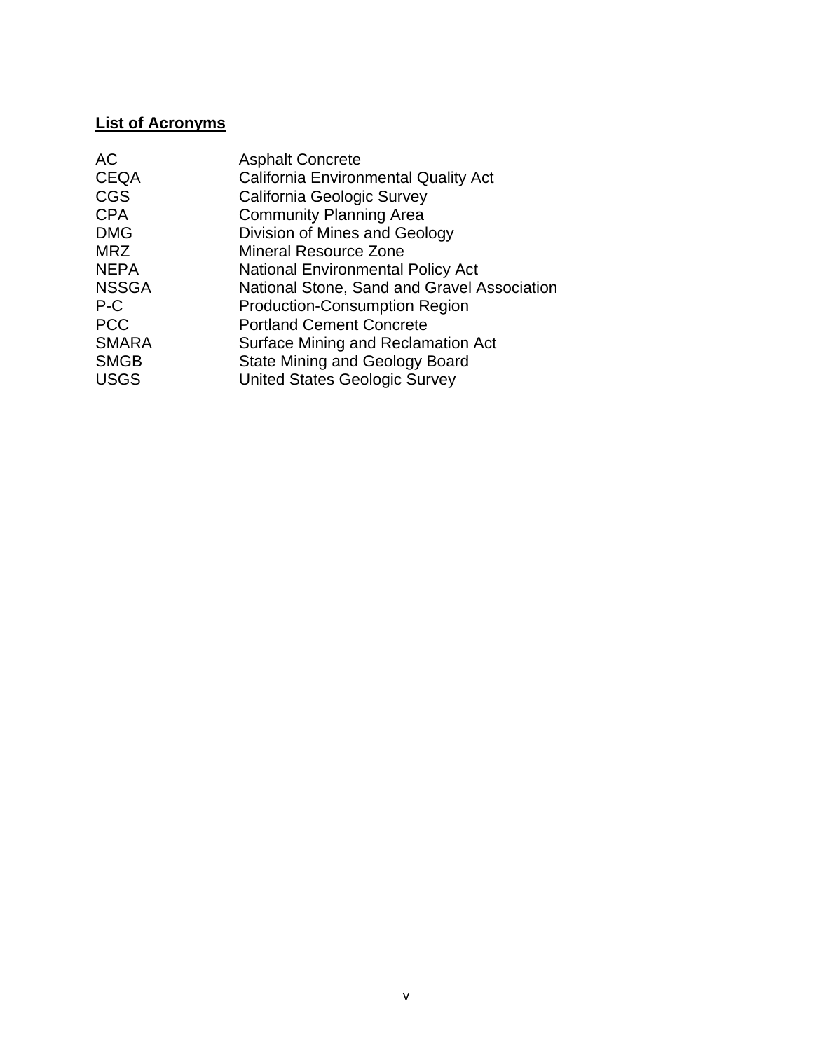## List of Acronyms

| | |
|---|---|
| AC | Asphalt Concrete |
| CEQA | California Environmental Quality Act |
| CGS | California Geologic Survey |
| CPA | Community Planning Area |
| DMG | Division of Mines and Geology |
| MRZ | Mineral Resource Zone |
| NEPA | National Environmental Policy Act |
| NSSGA | National Stone, Sand and Gravel Association |
| P-C | Production-Consumption Region |
| PCC | Portland Cement Concrete |
| SMARA | Surface Mining and Reclamation Act |
| SMGB | State Mining and Geology Board |
| USGS | United States Geologic Survey |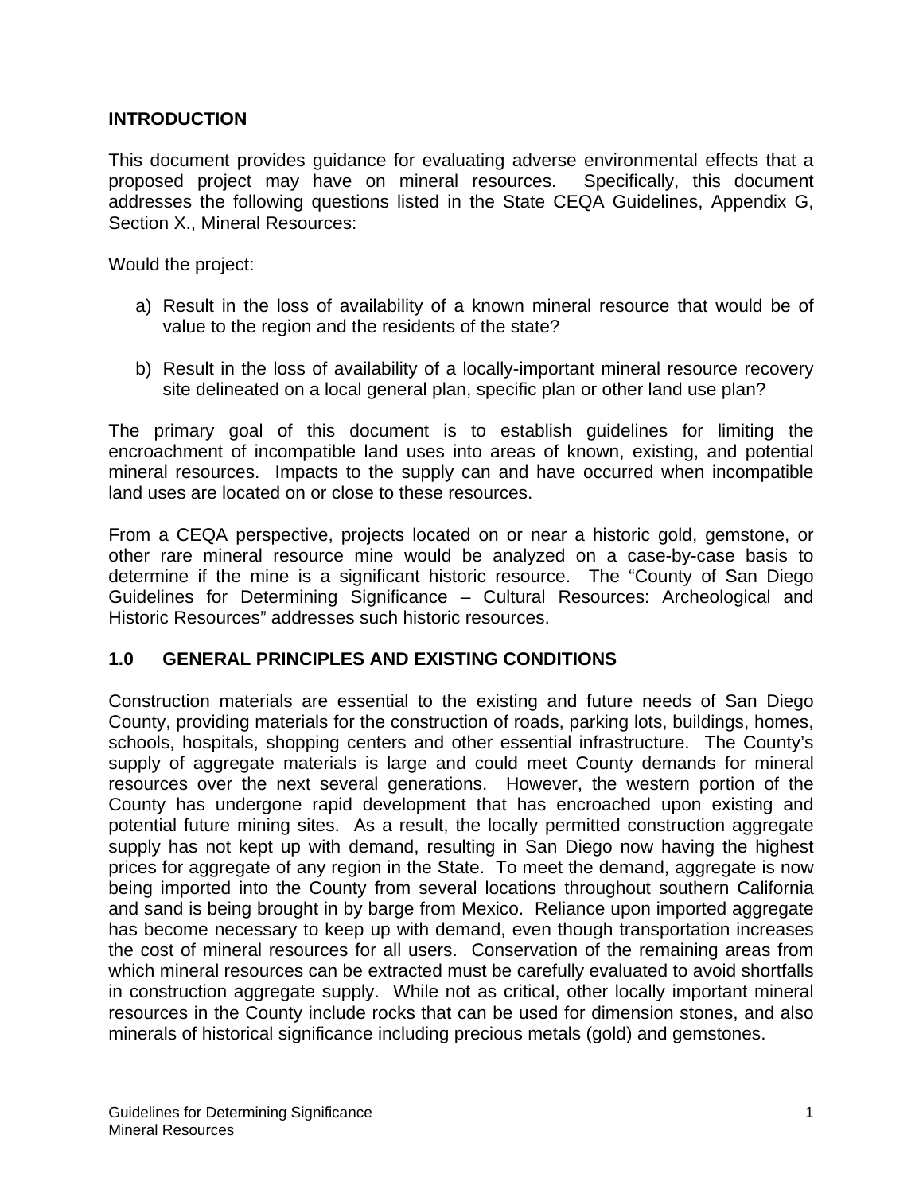## INTRODUCTION

This document provides guidance for evaluating adverse environmental effects that a proposed project may have on mineral resources. Specifically, this document addresses the following questions listed in the State CEQA Guidelines, Appendix G, Section X., Mineral Resources:

Would the project:

a) Result in the loss of availability of a known mineral resource that would be of value to the region and the residents of the state?

b) Result in the loss of availability of a locally-important mineral resource recovery site delineated on a local general plan, specific plan or other land use plan?

The primary goal of this document is to establish guidelines for limiting the encroachment of incompatible land uses into areas of known, existing, and potential mineral resources. Impacts to the supply can and have occurred when incompatible land uses are located on or close to these resources.

From a CEQA perspective, projects located on or near a historic gold, gemstone, or other rare mineral resource mine would be analyzed on a case-by-case basis to determine if the mine is a significant historic resource. The "County of San Diego Guidelines for Determining Significance – Cultural Resources: Archeological and Historic Resources" addresses such historic resources.

## 1.0 GENERAL PRINCIPLES AND EXISTING CONDITIONS

Construction materials are essential to the existing and future needs of San Diego County, providing materials for the construction of roads, parking lots, buildings, homes, schools, hospitals, shopping centers and other essential infrastructure. The County's supply of aggregate materials is large and could meet County demands for mineral resources over the next several generations. However, the western portion of the County has undergone rapid development that has encroached upon existing and potential future mining sites. As a result, the locally permitted construction aggregate supply has not kept up with demand, resulting in San Diego now having the highest prices for aggregate of any region in the State. To meet the demand, aggregate is now being imported into the County from several locations throughout southern California and sand is being brought in by barge from Mexico. Reliance upon imported aggregate has become necessary to keep up with demand, even though transportation increases the cost of mineral resources for all users. Conservation of the remaining areas from which mineral resources can be extracted must be carefully evaluated to avoid shortfalls in construction aggregate supply. While not as critical, other locally important mineral resources in the County include rocks that can be used for dimension stones, and also minerals of historical significance including precious metals (gold) and gemstones.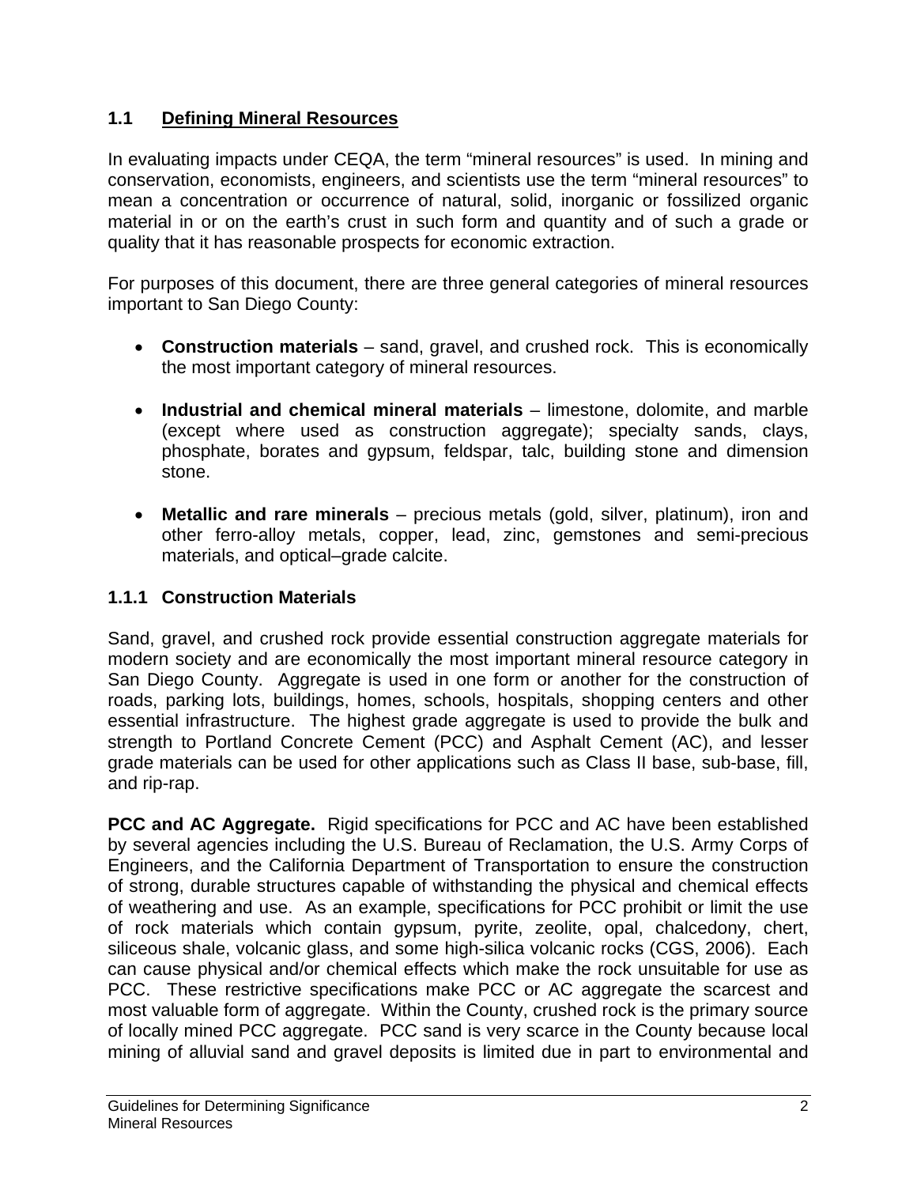## 1.1 Defining Mineral Resources

In evaluating impacts under CEQA, the term "mineral resources" is used. In mining and conservation, economists, engineers, and scientists use the term "mineral resources" to mean a concentration or occurrence of natural, solid, inorganic or fossilized organic material in or on the earth's crust in such form and quantity and of such a grade or quality that it has reasonable prospects for economic extraction.

For purposes of this document, there are three general categories of mineral resources important to San Diego County:

- **Construction materials** – sand, gravel, and crushed rock. This is economically the most important category of mineral resources.
- **Industrial and chemical mineral materials** – limestone, dolomite, and marble (except where used as construction aggregate); specialty sands, clays, phosphate, borates and gypsum, feldspar, talc, building stone and dimension stone.
- **Metallic and rare minerals** – precious metals (gold, silver, platinum), iron and other ferro-alloy metals, copper, lead, zinc, gemstones and semi-precious materials, and optical–grade calcite.

### 1.1.1 Construction Materials

Sand, gravel, and crushed rock provide essential construction aggregate materials for modern society and are economically the most important mineral resource category in San Diego County. Aggregate is used in one form or another for the construction of roads, parking lots, buildings, homes, schools, hospitals, shopping centers and other essential infrastructure. The highest grade aggregate is used to provide the bulk and strength to Portland Concrete Cement (PCC) and Asphalt Cement (AC), and lesser grade materials can be used for other applications such as Class II base, sub-base, fill, and rip-rap.

**PCC and AC Aggregate.** Rigid specifications for PCC and AC have been established by several agencies including the U.S. Bureau of Reclamation, the U.S. Army Corps of Engineers, and the California Department of Transportation to ensure the construction of strong, durable structures capable of withstanding the physical and chemical effects of weathering and use. As an example, specifications for PCC prohibit or limit the use of rock materials which contain gypsum, pyrite, zeolite, opal, chalcedony, chert, siliceous shale, volcanic glass, and some high-silica volcanic rocks (CGS, 2006). Each can cause physical and/or chemical effects which make the rock unsuitable for use as PCC. These restrictive specifications make PCC or AC aggregate the scarcest and most valuable form of aggregate. Within the County, crushed rock is the primary source of locally mined PCC aggregate. PCC sand is very scarce in the County because local mining of alluvial sand and gravel deposits is limited due in part to environmental and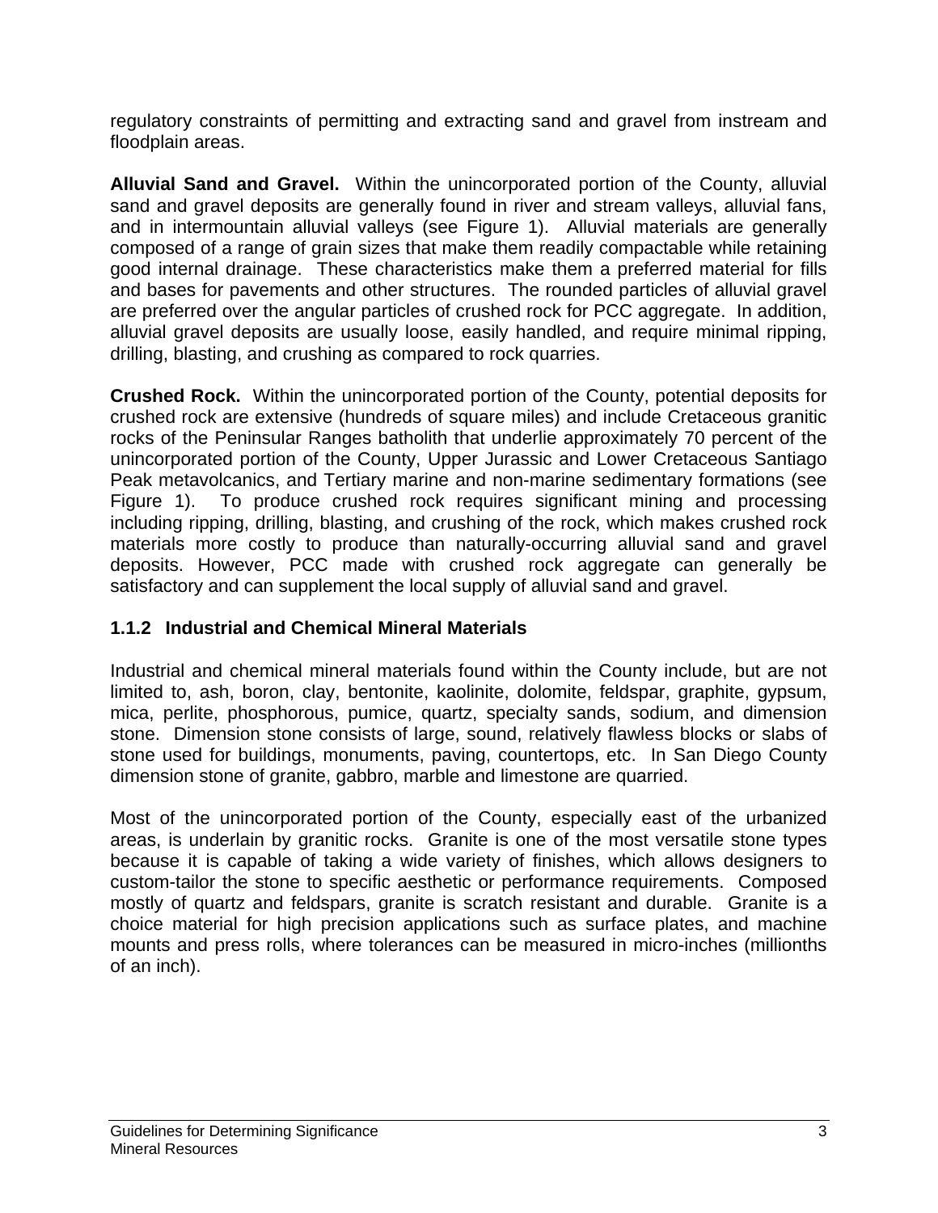regulatory constraints of permitting and extracting sand and gravel from instream and floodplain areas.

**Alluvial Sand and Gravel.** Within the unincorporated portion of the County, alluvial sand and gravel deposits are generally found in river and stream valleys, alluvial fans, and in intermountain alluvial valleys (see Figure 1). Alluvial materials are generally composed of a range of grain sizes that make them readily compactable while retaining good internal drainage. These characteristics make them a preferred material for fills and bases for pavements and other structures. The rounded particles of alluvial gravel are preferred over the angular particles of crushed rock for PCC aggregate. In addition, alluvial gravel deposits are usually loose, easily handled, and require minimal ripping, drilling, blasting, and crushing as compared to rock quarries.

**Crushed Rock.** Within the unincorporated portion of the County, potential deposits for crushed rock are extensive (hundreds of square miles) and include Cretaceous granitic rocks of the Peninsular Ranges batholith that underlie approximately 70 percent of the unincorporated portion of the County, Upper Jurassic and Lower Cretaceous Santiago Peak metavolcanics, and Tertiary marine and non-marine sedimentary formations (see Figure 1). To produce crushed rock requires significant mining and processing including ripping, drilling, blasting, and crushing of the rock, which makes crushed rock materials more costly to produce than naturally-occurring alluvial sand and gravel deposits. However, PCC made with crushed rock aggregate can generally be satisfactory and can supplement the local supply of alluvial sand and gravel.

### 1.1.2 Industrial and Chemical Mineral Materials

Industrial and chemical mineral materials found within the County include, but are not limited to, ash, boron, clay, bentonite, kaolinite, dolomite, feldspar, graphite, gypsum, mica, perlite, phosphorous, pumice, quartz, specialty sands, sodium, and dimension stone. Dimension stone consists of large, sound, relatively flawless blocks or slabs of stone used for buildings, monuments, paving, countertops, etc. In San Diego County dimension stone of granite, gabbro, marble and limestone are quarried.

Most of the unincorporated portion of the County, especially east of the urbanized areas, is underlain by granitic rocks. Granite is one of the most versatile stone types because it is capable of taking a wide variety of finishes, which allows designers to custom-tailor the stone to specific aesthetic or performance requirements. Composed mostly of quartz and feldspars, granite is scratch resistant and durable. Granite is a choice material for high precision applications such as surface plates, and machine mounts and press rolls, where tolerances can be measured in micro-inches (millionths of an inch).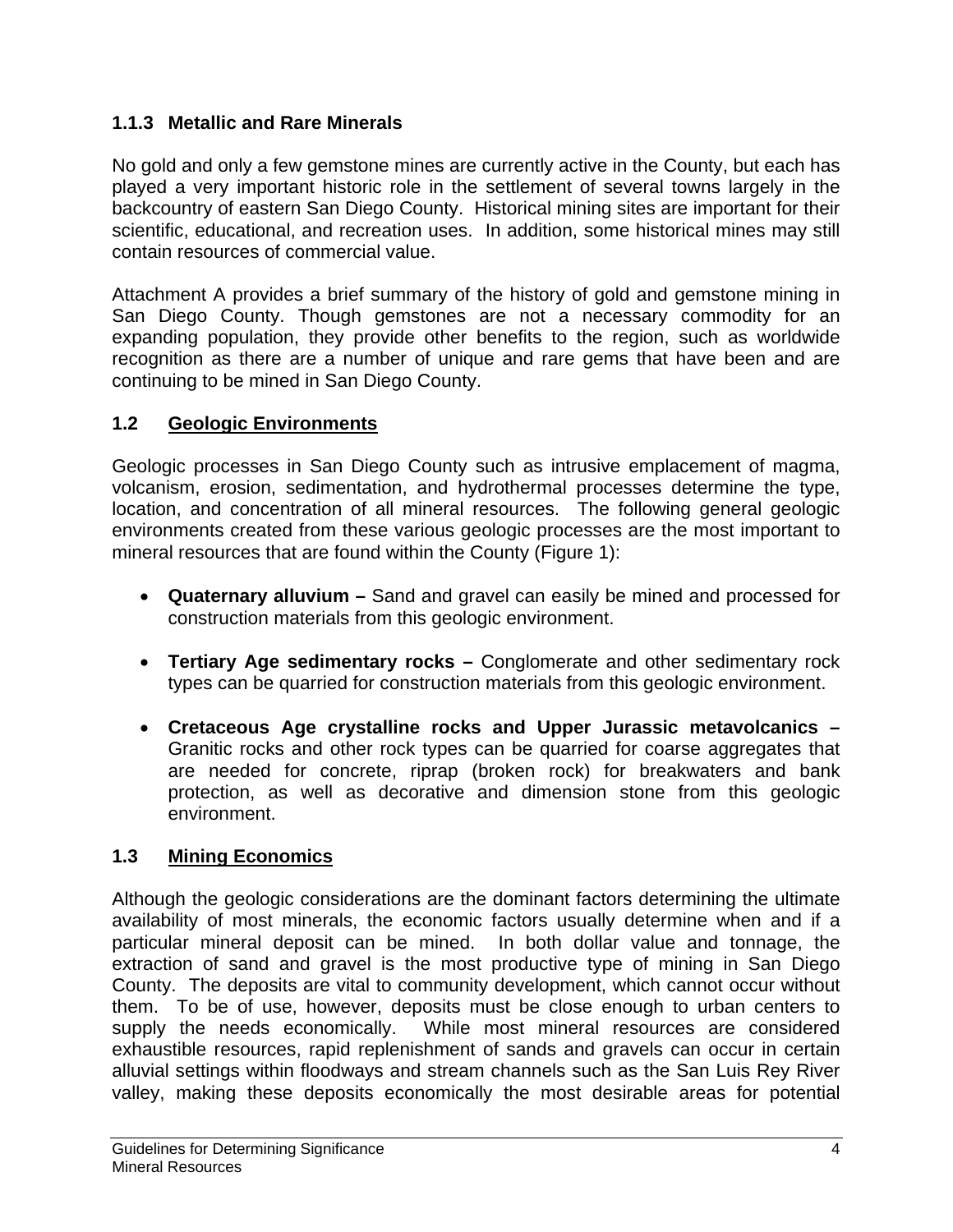### 1.1.3 Metallic and Rare Minerals

No gold and only a few gemstone mines are currently active in the County, but each has played a very important historic role in the settlement of several towns largely in the backcountry of eastern San Diego County. Historical mining sites are important for their scientific, educational, and recreation uses. In addition, some historical mines may still contain resources of commercial value.

Attachment A provides a brief summary of the history of gold and gemstone mining in San Diego County. Though gemstones are not a necessary commodity for an expanding population, they provide other benefits to the region, such as worldwide recognition as there are a number of unique and rare gems that have been and are continuing to be mined in San Diego County.

## 1.2 Geologic Environments

Geologic processes in San Diego County such as intrusive emplacement of magma, volcanism, erosion, sedimentation, and hydrothermal processes determine the type, location, and concentration of all mineral resources. The following general geologic environments created from these various geologic processes are the most important to mineral resources that are found within the County (Figure 1):

- **Quaternary alluvium –** Sand and gravel can easily be mined and processed for construction materials from this geologic environment.
- **Tertiary Age sedimentary rocks –** Conglomerate and other sedimentary rock types can be quarried for construction materials from this geologic environment.
- **Cretaceous Age crystalline rocks and Upper Jurassic metavolcanics –** Granitic rocks and other rock types can be quarried for coarse aggregates that are needed for concrete, riprap (broken rock) for breakwaters and bank protection, as well as decorative and dimension stone from this geologic environment.

## 1.3 Mining Economics

Although the geologic considerations are the dominant factors determining the ultimate availability of most minerals, the economic factors usually determine when and if a particular mineral deposit can be mined. In both dollar value and tonnage, the extraction of sand and gravel is the most productive type of mining in San Diego County. The deposits are vital to community development, which cannot occur without them. To be of use, however, deposits must be close enough to urban centers to supply the needs economically. While most mineral resources are considered exhaustible resources, rapid replenishment of sands and gravels can occur in certain alluvial settings within floodways and stream channels such as the San Luis Rey River valley, making these deposits economically the most desirable areas for potential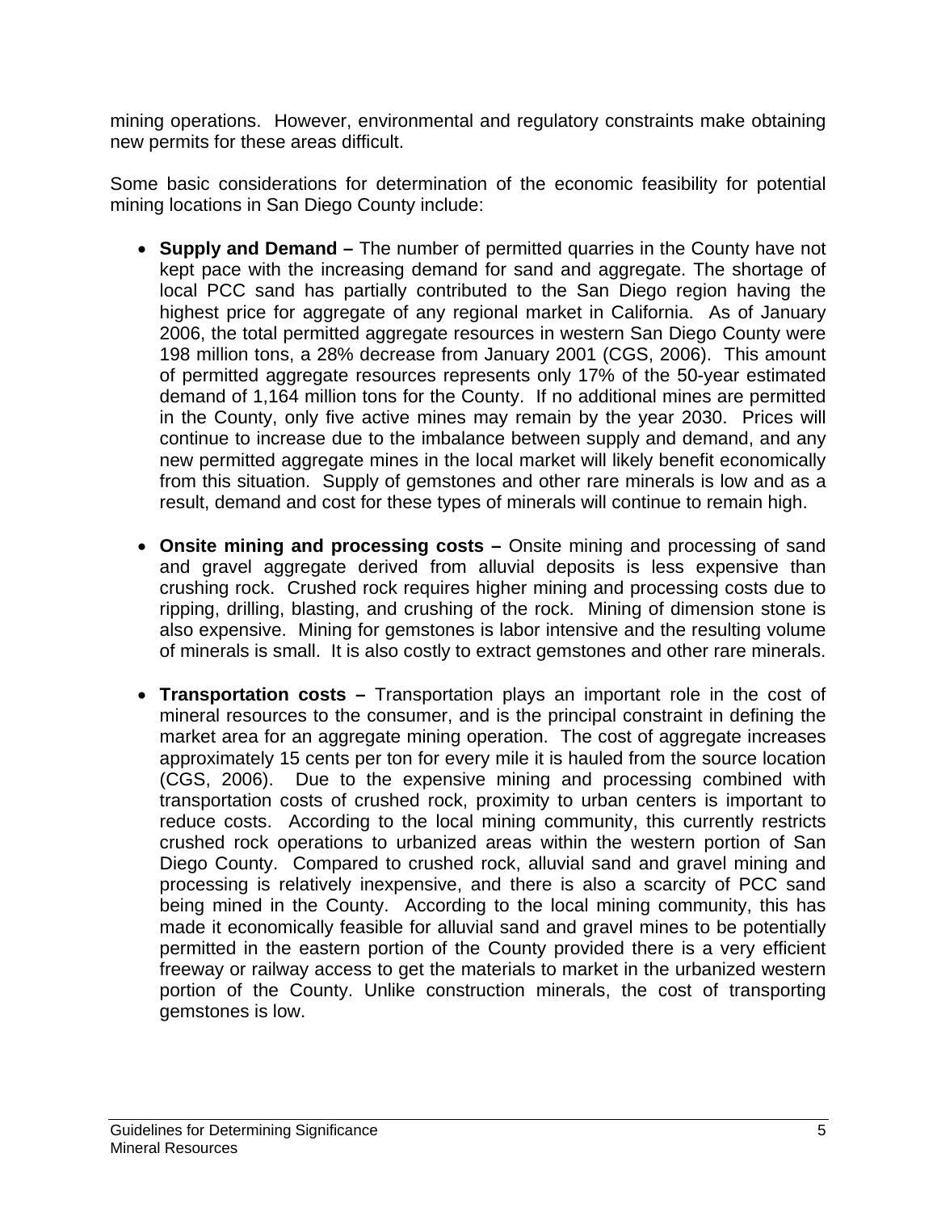mining operations. However, environmental and regulatory constraints make obtaining new permits for these areas difficult.

Some basic considerations for determination of the economic feasibility for potential mining locations in San Diego County include:

- **Supply and Demand –** The number of permitted quarries in the County have not kept pace with the increasing demand for sand and aggregate. The shortage of local PCC sand has partially contributed to the San Diego region having the highest price for aggregate of any regional market in California. As of January 2006, the total permitted aggregate resources in western San Diego County were 198 million tons, a 28% decrease from January 2001 (CGS, 2006). This amount of permitted aggregate resources represents only 17% of the 50-year estimated demand of 1,164 million tons for the County. If no additional mines are permitted in the County, only five active mines may remain by the year 2030. Prices will continue to increase due to the imbalance between supply and demand, and any new permitted aggregate mines in the local market will likely benefit economically from this situation. Supply of gemstones and other rare minerals is low and as a result, demand and cost for these types of minerals will continue to remain high.

- **Onsite mining and processing costs –** Onsite mining and processing of sand and gravel aggregate derived from alluvial deposits is less expensive than crushing rock. Crushed rock requires higher mining and processing costs due to ripping, drilling, blasting, and crushing of the rock. Mining of dimension stone is also expensive. Mining for gemstones is labor intensive and the resulting volume of minerals is small. It is also costly to extract gemstones and other rare minerals.

- **Transportation costs –** Transportation plays an important role in the cost of mineral resources to the consumer, and is the principal constraint in defining the market area for an aggregate mining operation. The cost of aggregate increases approximately 15 cents per ton for every mile it is hauled from the source location (CGS, 2006). Due to the expensive mining and processing combined with transportation costs of crushed rock, proximity to urban centers is important to reduce costs. According to the local mining community, this currently restricts crushed rock operations to urbanized areas within the western portion of San Diego County. Compared to crushed rock, alluvial sand and gravel mining and processing is relatively inexpensive, and there is also a scarcity of PCC sand being mined in the County. According to the local mining community, this has made it economically feasible for alluvial sand and gravel mines to be potentially permitted in the eastern portion of the County provided there is a very efficient freeway or railway access to get the materials to market in the urbanized western portion of the County. Unlike construction minerals, the cost of transporting gemstones is low.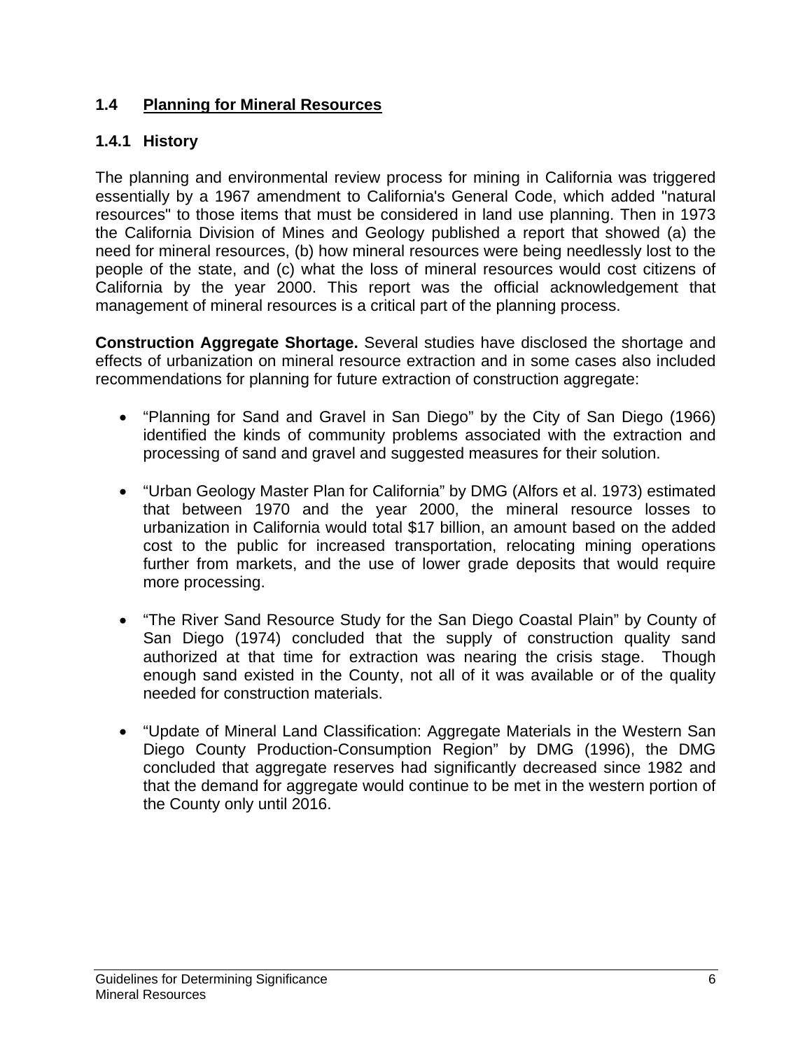## 1.4 Planning for Mineral Resources

### 1.4.1 History

The planning and environmental review process for mining in California was triggered essentially by a 1967 amendment to California's General Code, which added "natural resources" to those items that must be considered in land use planning. Then in 1973 the California Division of Mines and Geology published a report that showed (a) the need for mineral resources, (b) how mineral resources were being needlessly lost to the people of the state, and (c) what the loss of mineral resources would cost citizens of California by the year 2000. This report was the official acknowledgement that management of mineral resources is a critical part of the planning process.

**Construction Aggregate Shortage.** Several studies have disclosed the shortage and effects of urbanization on mineral resource extraction and in some cases also included recommendations for planning for future extraction of construction aggregate:

- "Planning for Sand and Gravel in San Diego" by the City of San Diego (1966) identified the kinds of community problems associated with the extraction and processing of sand and gravel and suggested measures for their solution.

- "Urban Geology Master Plan for California" by DMG (Alfors et al. 1973) estimated that between 1970 and the year 2000, the mineral resource losses to urbanization in California would total $17 billion, an amount based on the added cost to the public for increased transportation, relocating mining operations further from markets, and the use of lower grade deposits that would require more processing.

- "The River Sand Resource Study for the San Diego Coastal Plain" by County of San Diego (1974) concluded that the supply of construction quality sand authorized at that time for extraction was nearing the crisis stage. Though enough sand existed in the County, not all of it was available or of the quality needed for construction materials.

- "Update of Mineral Land Classification: Aggregate Materials in the Western San Diego County Production-Consumption Region" by DMG (1996), the DMG concluded that aggregate reserves had significantly decreased since 1982 and that the demand for aggregate would continue to be met in the western portion of the County only until 2016.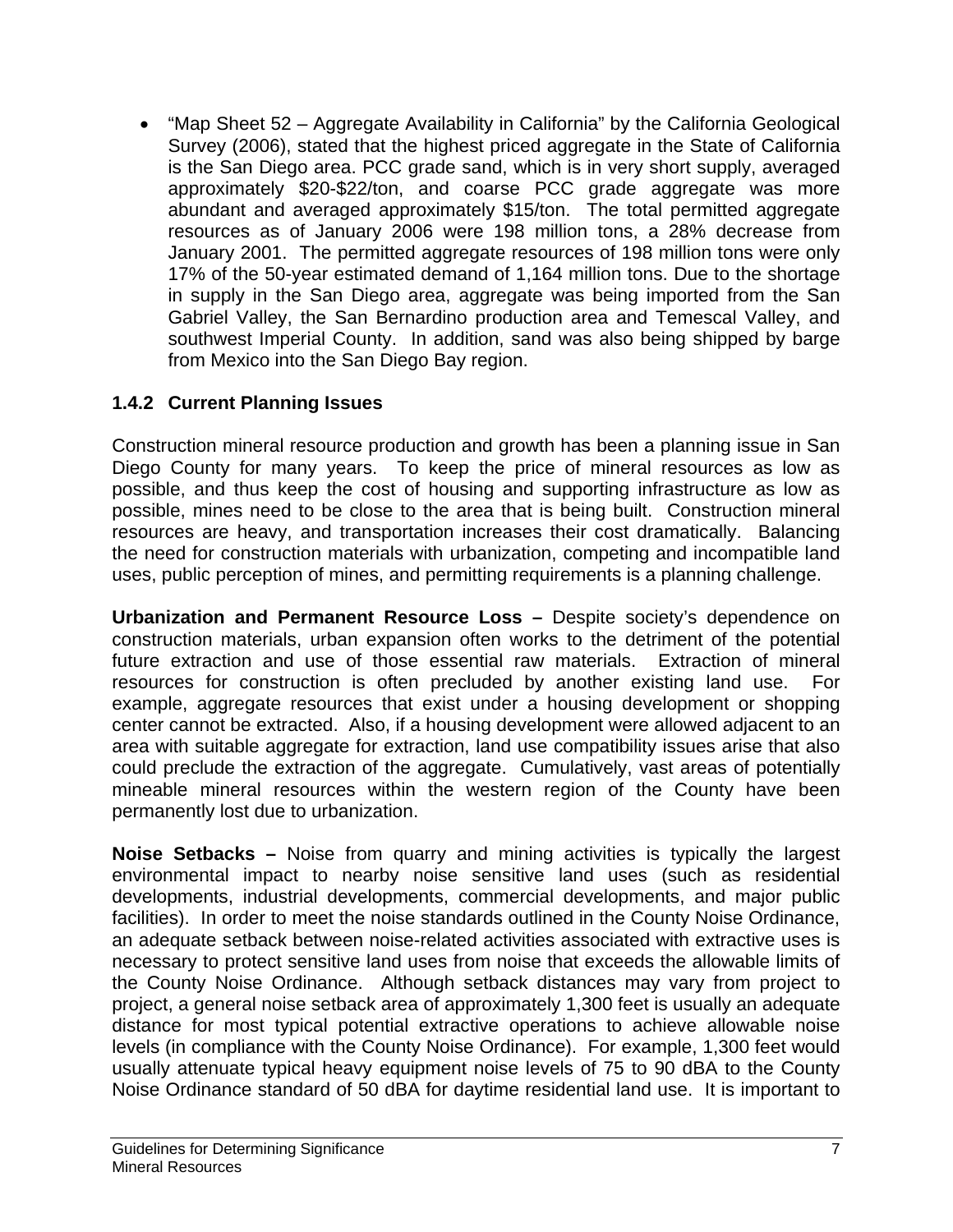- "Map Sheet 52 – Aggregate Availability in California" by the California Geological Survey (2006), stated that the highest priced aggregate in the State of California is the San Diego area. PCC grade sand, which is in very short supply, averaged approximately \$20-\$22/ton, and coarse PCC grade aggregate was more abundant and averaged approximately \$15/ton. The total permitted aggregate resources as of January 2006 were 198 million tons, a 28% decrease from January 2001. The permitted aggregate resources of 198 million tons were only 17% of the 50-year estimated demand of 1,164 million tons. Due to the shortage in supply in the San Diego area, aggregate was being imported from the San Gabriel Valley, the San Bernardino production area and Temescal Valley, and southwest Imperial County. In addition, sand was also being shipped by barge from Mexico into the San Diego Bay region.

### 1.4.2 Current Planning Issues

Construction mineral resource production and growth has been a planning issue in San Diego County for many years. To keep the price of mineral resources as low as possible, and thus keep the cost of housing and supporting infrastructure as low as possible, mines need to be close to the area that is being built. Construction mineral resources are heavy, and transportation increases their cost dramatically. Balancing the need for construction materials with urbanization, competing and incompatible land uses, public perception of mines, and permitting requirements is a planning challenge.

**Urbanization and Permanent Resource Loss –** Despite society's dependence on construction materials, urban expansion often works to the detriment of the potential future extraction and use of those essential raw materials. Extraction of mineral resources for construction is often precluded by another existing land use. For example, aggregate resources that exist under a housing development or shopping center cannot be extracted. Also, if a housing development were allowed adjacent to an area with suitable aggregate for extraction, land use compatibility issues arise that also could preclude the extraction of the aggregate. Cumulatively, vast areas of potentially mineable mineral resources within the western region of the County have been permanently lost due to urbanization.

**Noise Setbacks –** Noise from quarry and mining activities is typically the largest environmental impact to nearby noise sensitive land uses (such as residential developments, industrial developments, commercial developments, and major public facilities). In order to meet the noise standards outlined in the County Noise Ordinance, an adequate setback between noise-related activities associated with extractive uses is necessary to protect sensitive land uses from noise that exceeds the allowable limits of the County Noise Ordinance. Although setback distances may vary from project to project, a general noise setback area of approximately 1,300 feet is usually an adequate distance for most typical potential extractive operations to achieve allowable noise levels (in compliance with the County Noise Ordinance). For example, 1,300 feet would usually attenuate typical heavy equipment noise levels of 75 to 90 dBA to the County Noise Ordinance standard of 50 dBA for daytime residential land use. It is important to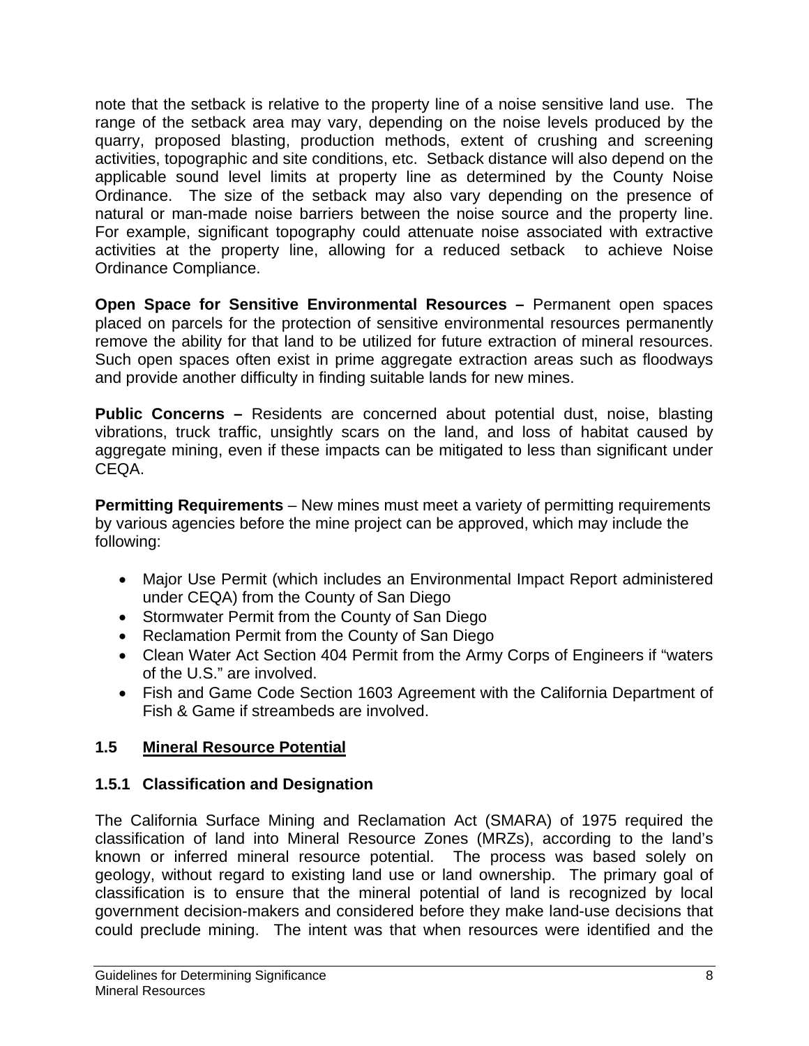note that the setback is relative to the property line of a noise sensitive land use. The range of the setback area may vary, depending on the noise levels produced by the quarry, proposed blasting, production methods, extent of crushing and screening activities, topographic and site conditions, etc. Setback distance will also depend on the applicable sound level limits at property line as determined by the County Noise Ordinance. The size of the setback may also vary depending on the presence of natural or man-made noise barriers between the noise source and the property line. For example, significant topography could attenuate noise associated with extractive activities at the property line, allowing for a reduced setback to achieve Noise Ordinance Compliance.

**Open Space for Sensitive Environmental Resources –** Permanent open spaces placed on parcels for the protection of sensitive environmental resources permanently remove the ability for that land to be utilized for future extraction of mineral resources. Such open spaces often exist in prime aggregate extraction areas such as floodways and provide another difficulty in finding suitable lands for new mines.

**Public Concerns –** Residents are concerned about potential dust, noise, blasting vibrations, truck traffic, unsightly scars on the land, and loss of habitat caused by aggregate mining, even if these impacts can be mitigated to less than significant under CEQA.

**Permitting Requirements** – New mines must meet a variety of permitting requirements by various agencies before the mine project can be approved, which may include the following:

- Major Use Permit (which includes an Environmental Impact Report administered under CEQA) from the County of San Diego
- Stormwater Permit from the County of San Diego
- Reclamation Permit from the County of San Diego
- Clean Water Act Section 404 Permit from the Army Corps of Engineers if "waters of the U.S." are involved.
- Fish and Game Code Section 1603 Agreement with the California Department of Fish & Game if streambeds are involved.

## 1.5 Mineral Resource Potential

### 1.5.1 Classification and Designation

The California Surface Mining and Reclamation Act (SMARA) of 1975 required the classification of land into Mineral Resource Zones (MRZs), according to the land's known or inferred mineral resource potential. The process was based solely on geology, without regard to existing land use or land ownership. The primary goal of classification is to ensure that the mineral potential of land is recognized by local government decision-makers and considered before they make land-use decisions that could preclude mining. The intent was that when resources were identified and the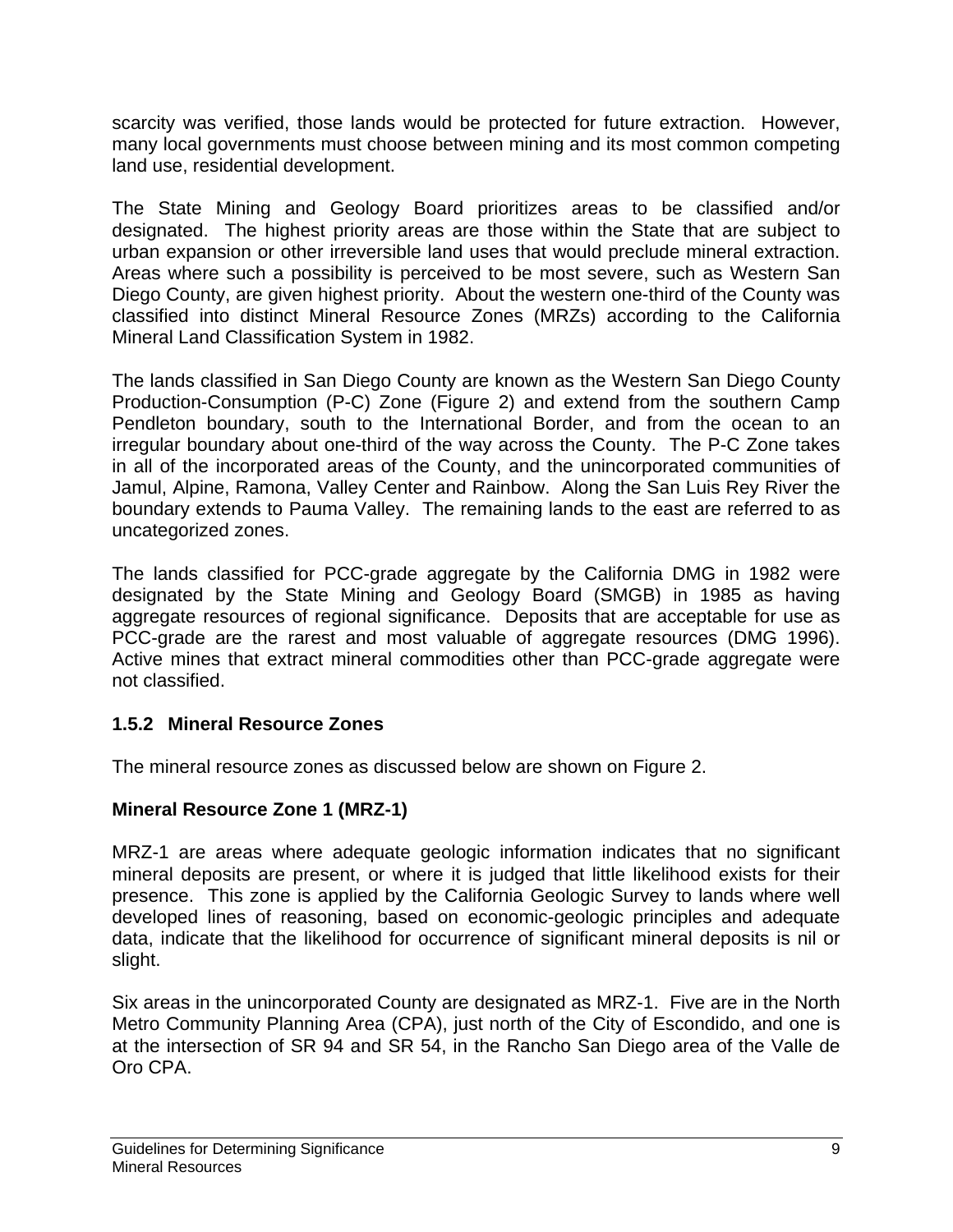scarcity was verified, those lands would be protected for future extraction. However, many local governments must choose between mining and its most common competing land use, residential development.

The State Mining and Geology Board prioritizes areas to be classified and/or designated. The highest priority areas are those within the State that are subject to urban expansion or other irreversible land uses that would preclude mineral extraction. Areas where such a possibility is perceived to be most severe, such as Western San Diego County, are given highest priority. About the western one-third of the County was classified into distinct Mineral Resource Zones (MRZs) according to the California Mineral Land Classification System in 1982.

The lands classified in San Diego County are known as the Western San Diego County Production-Consumption (P-C) Zone (Figure 2) and extend from the southern Camp Pendleton boundary, south to the International Border, and from the ocean to an irregular boundary about one-third of the way across the County. The P-C Zone takes in all of the incorporated areas of the County, and the unincorporated communities of Jamul, Alpine, Ramona, Valley Center and Rainbow. Along the San Luis Rey River the boundary extends to Pauma Valley. The remaining lands to the east are referred to as uncategorized zones.

The lands classified for PCC-grade aggregate by the California DMG in 1982 were designated by the State Mining and Geology Board (SMGB) in 1985 as having aggregate resources of regional significance. Deposits that are acceptable for use as PCC-grade are the rarest and most valuable of aggregate resources (DMG 1996). Active mines that extract mineral commodities other than PCC-grade aggregate were not classified.

### 1.5.2 Mineral Resource Zones

The mineral resource zones as discussed below are shown on Figure 2.

**Mineral Resource Zone 1 (MRZ-1)**

MRZ-1 are areas where adequate geologic information indicates that no significant mineral deposits are present, or where it is judged that little likelihood exists for their presence. This zone is applied by the California Geologic Survey to lands where well developed lines of reasoning, based on economic-geologic principles and adequate data, indicate that the likelihood for occurrence of significant mineral deposits is nil or slight.

Six areas in the unincorporated County are designated as MRZ-1. Five are in the North Metro Community Planning Area (CPA), just north of the City of Escondido, and one is at the intersection of SR 94 and SR 54, in the Rancho San Diego area of the Valle de Oro CPA.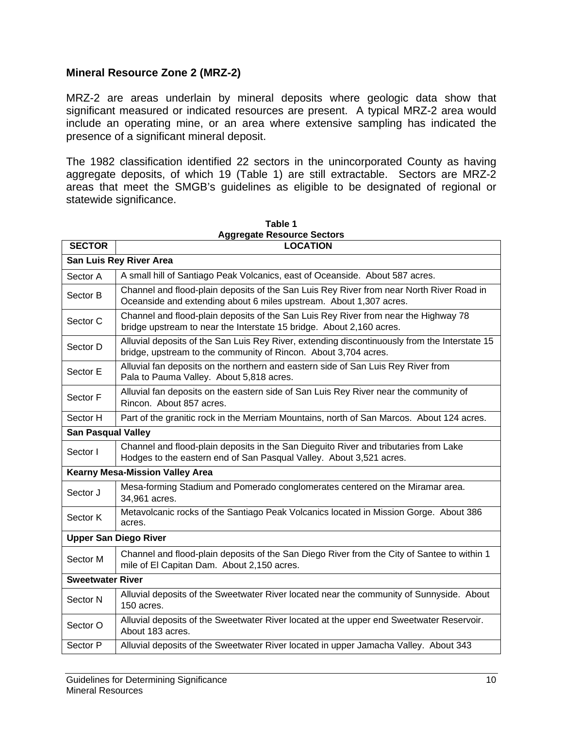## Mineral Resource Zone 2 (MRZ-2)

MRZ-2 are areas underlain by mineral deposits where geologic data show that significant measured or indicated resources are present. A typical MRZ-2 area would include an operating mine, or an area where extensive sampling has indicated the presence of a significant mineral deposit.

The 1982 classification identified 22 sectors in the unincorporated County as having aggregate deposits, of which 19 (Table 1) are still extractable. Sectors are MRZ-2 areas that meet the SMGB's guidelines as eligible to be designated of regional or statewide significance.

**Table 1**
**Aggregate Resource Sectors**

| SECTOR | LOCATION |
|---|---|
| **San Luis Rey River Area** | |
| Sector A | A small hill of Santiago Peak Volcanics, east of Oceanside. About 587 acres. |
| Sector B | Channel and flood-plain deposits of the San Luis Rey River from near North River Road in Oceanside and extending about 6 miles upstream. About 1,307 acres. |
| Sector C | Channel and flood-plain deposits of the San Luis Rey River from near the Highway 78 bridge upstream to near the Interstate 15 bridge. About 2,160 acres. |
| Sector D | Alluvial deposits of the San Luis Rey River, extending discontinuously from the Interstate 15 bridge, upstream to the community of Rincon. About 3,704 acres. |
| Sector E | Alluvial fan deposits on the northern and eastern side of San Luis Rey River from Pala to Pauma Valley. About 5,818 acres. |
| Sector F | Alluvial fan deposits on the eastern side of San Luis Rey River near the community of Rincon. About 857 acres. |
| Sector H | Part of the granitic rock in the Merriam Mountains, north of San Marcos. About 124 acres. |
| **San Pasqual Valley** | |
| Sector I | Channel and flood-plain deposits in the San Dieguito River and tributaries from Lake Hodges to the eastern end of San Pasqual Valley. About 3,521 acres. |
| **Kearny Mesa-Mission Valley Area** | |
| Sector J | Mesa-forming Stadium and Pomerado conglomerates centered on the Miramar area. 34,961 acres. |
| Sector K | Metavolcanic rocks of the Santiago Peak Volcanics located in Mission Gorge. About 386 acres. |
| **Upper San Diego River** | |
| Sector M | Channel and flood-plain deposits of the San Diego River from the City of Santee to within 1 mile of El Capitan Dam. About 2,150 acres. |
| **Sweetwater River** | |
| Sector N | Alluvial deposits of the Sweetwater River located near the community of Sunnyside. About 150 acres. |
| Sector O | Alluvial deposits of the Sweetwater River located at the upper end Sweetwater Reservoir. About 183 acres. |
| Sector P | Alluvial deposits of the Sweetwater River located in upper Jamacha Valley. About 343 |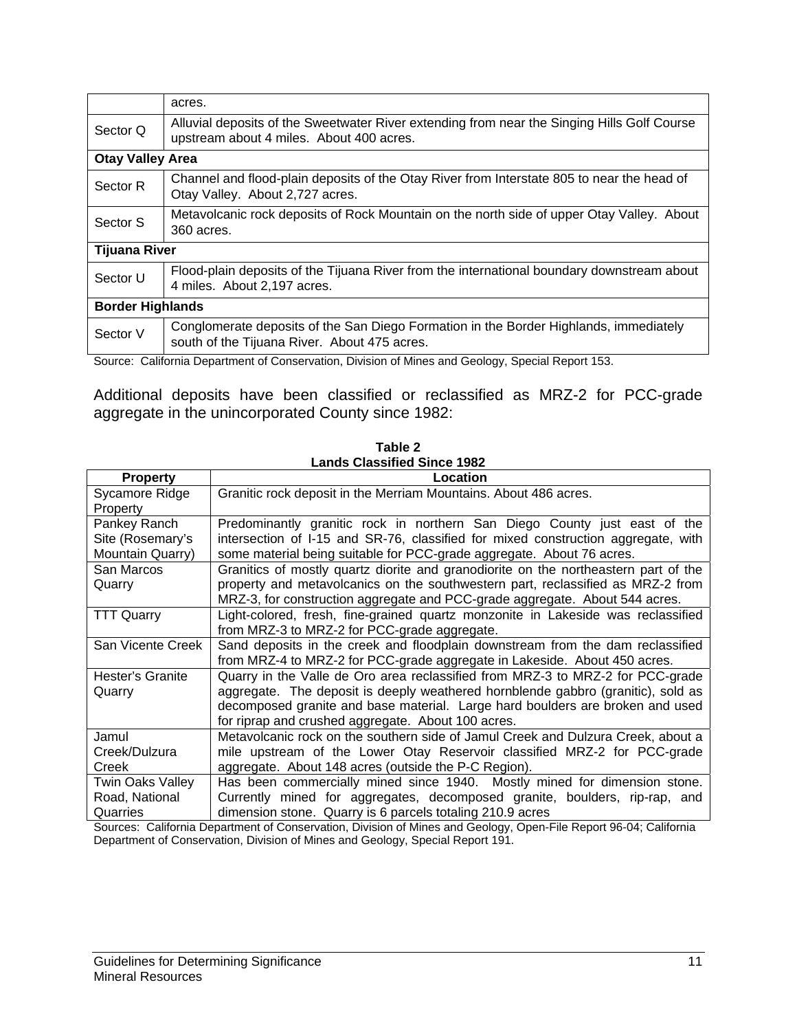| | |
|---|---|
| | acres. |
| Sector Q | Alluvial deposits of the Sweetwater River extending from near the Singing Hills Golf Course upstream about 4 miles. About 400 acres. |
| **Otay Valley Area** | |
| Sector R | Channel and flood-plain deposits of the Otay River from Interstate 805 to near the head of Otay Valley. About 2,727 acres. |
| Sector S | Metavolcanic rock deposits of Rock Mountain on the north side of upper Otay Valley. About 360 acres. |
| **Tijuana River** | |
| Sector U | Flood-plain deposits of the Tijuana River from the international boundary downstream about 4 miles. About 2,197 acres. |
| **Border Highlands** | |
| Sector V | Conglomerate deposits of the San Diego Formation in the Border Highlands, immediately south of the Tijuana River. About 475 acres. |

Source: California Department of Conservation, Division of Mines and Geology, Special Report 153.

Additional deposits have been classified or reclassified as MRZ-2 for PCC-grade aggregate in the unincorporated County since 1982:

**Table 2**
**Lands Classified Since 1982**

| Property | Location |
|---|---|
| Sycamore Ridge Property | Granitic rock deposit in the Merriam Mountains. About 486 acres. |
| Pankey Ranch Site (Rosemary's Mountain Quarry) | Predominantly granitic rock in northern San Diego County just east of the intersection of I-15 and SR-76, classified for mixed construction aggregate, with some material being suitable for PCC-grade aggregate. About 76 acres. |
| San Marcos Quarry | Granitics of mostly quartz diorite and granodiorite on the northeastern part of the property and metavolcanics on the southwestern part, reclassified as MRZ-2 from MRZ-3, for construction aggregate and PCC-grade aggregate. About 544 acres. |
| TTT Quarry | Light-colored, fresh, fine-grained quartz monzonite in Lakeside was reclassified from MRZ-3 to MRZ-2 for PCC-grade aggregate. |
| San Vicente Creek | Sand deposits in the creek and floodplain downstream from the dam reclassified from MRZ-4 to MRZ-2 for PCC-grade aggregate in Lakeside. About 450 acres. |
| Hester's Granite Quarry | Quarry in the Valle de Oro area reclassified from MRZ-3 to MRZ-2 for PCC-grade aggregate. The deposit is deeply weathered hornblende gabbro (granitic), sold as decomposed granite and base material. Large hard boulders are broken and used for riprap and crushed aggregate. About 100 acres. |
| Jamul Creek/Dulzura Creek | Metavolcanic rock on the southern side of Jamul Creek and Dulzura Creek, about a mile upstream of the Lower Otay Reservoir classified MRZ-2 for PCC-grade aggregate. About 148 acres (outside the P-C Region). |
| Twin Oaks Valley Road, National Quarries | Has been commercially mined since 1940. Mostly mined for dimension stone. Currently mined for aggregates, decomposed granite, boulders, rip-rap, and dimension stone. Quarry is 6 parcels totaling 210.9 acres |

Sources: California Department of Conservation, Division of Mines and Geology, Open-File Report 96-04; California Department of Conservation, Division of Mines and Geology, Special Report 191.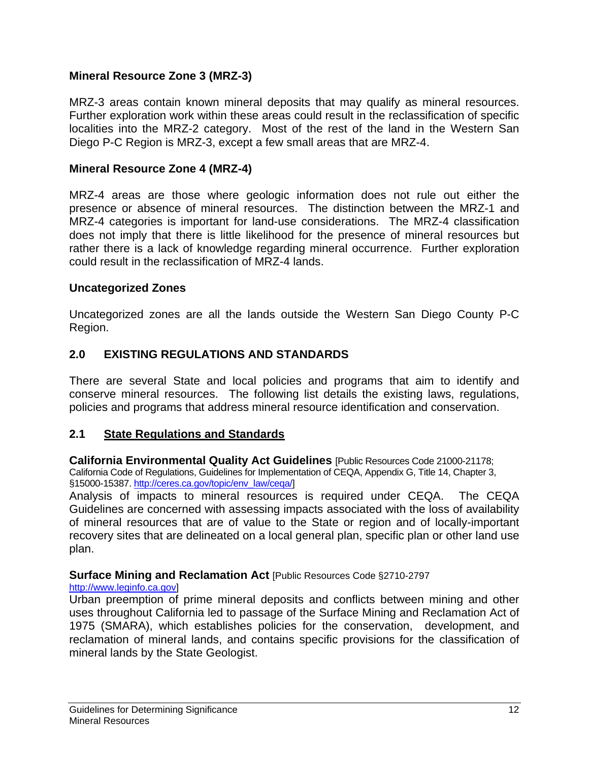### Mineral Resource Zone 3 (MRZ-3)

MRZ-3 areas contain known mineral deposits that may qualify as mineral resources. Further exploration work within these areas could result in the reclassification of specific localities into the MRZ-2 category. Most of the rest of the land in the Western San Diego P-C Region is MRZ-3, except a few small areas that are MRZ-4.

### Mineral Resource Zone 4 (MRZ-4)

MRZ-4 areas are those where geologic information does not rule out either the presence or absence of mineral resources. The distinction between the MRZ-1 and MRZ-4 categories is important for land-use considerations. The MRZ-4 classification does not imply that there is little likelihood for the presence of mineral resources but rather there is a lack of knowledge regarding mineral occurrence. Further exploration could result in the reclassification of MRZ-4 lands.

### Uncategorized Zones

Uncategorized zones are all the lands outside the Western San Diego County P-C Region.

## 2.0 EXISTING REGULATIONS AND STANDARDS

There are several State and local policies and programs that aim to identify and conserve mineral resources. The following list details the existing laws, regulations, policies and programs that address mineral resource identification and conservation.

### 2.1 State Regulations and Standards

**California Environmental Quality Act Guidelines** [Public Resources Code 21000-21178; California Code of Regulations, Guidelines for Implementation of CEQA, Appendix G, Title 14, Chapter 3, §15000-15387. http://ceres.ca.gov/topic/env_law/ceqa/]
Analysis of impacts to mineral resources is required under CEQA. The CEQA Guidelines are concerned with assessing impacts associated with the loss of availability of mineral resources that are of value to the State or region and of locally-important recovery sites that are delineated on a local general plan, specific plan or other land use plan.

**Surface Mining and Reclamation Act** [Public Resources Code §2710-2797 http://www.leginfo.ca.gov]
Urban preemption of prime mineral deposits and conflicts between mining and other uses throughout California led to passage of the Surface Mining and Reclamation Act of 1975 (SMARA), which establishes policies for the conservation, development, and reclamation of mineral lands, and contains specific provisions for the classification of mineral lands by the State Geologist.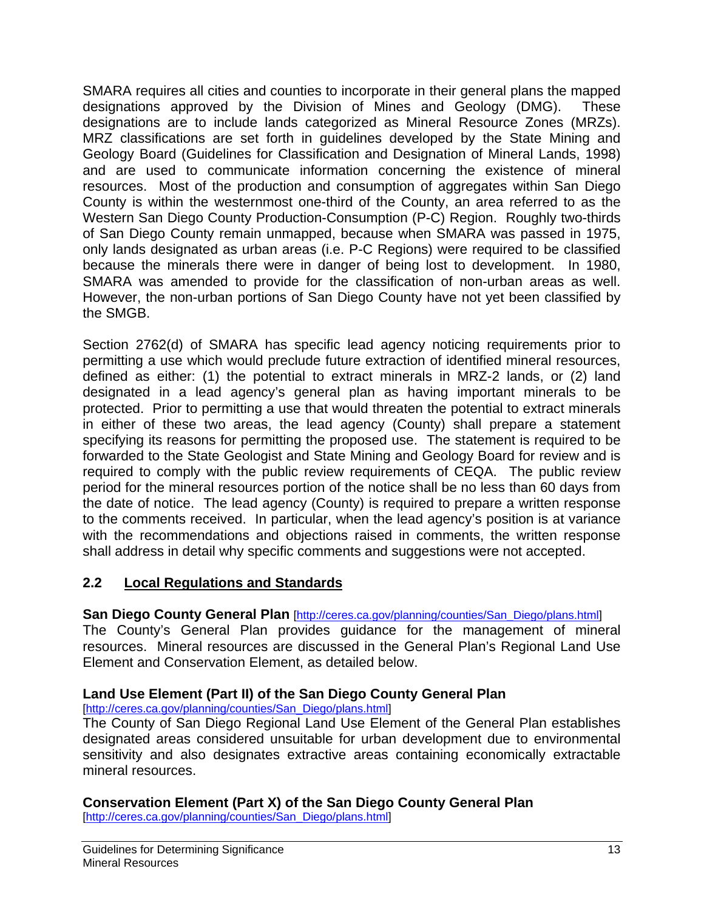SMARA requires all cities and counties to incorporate in their general plans the mapped designations approved by the Division of Mines and Geology (DMG). These designations are to include lands categorized as Mineral Resource Zones (MRZs). MRZ classifications are set forth in guidelines developed by the State Mining and Geology Board (Guidelines for Classification and Designation of Mineral Lands, 1998) and are used to communicate information concerning the existence of mineral resources. Most of the production and consumption of aggregates within San Diego County is within the westernmost one-third of the County, an area referred to as the Western San Diego County Production-Consumption (P-C) Region. Roughly two-thirds of San Diego County remain unmapped, because when SMARA was passed in 1975, only lands designated as urban areas (i.e. P-C Regions) were required to be classified because the minerals there were in danger of being lost to development. In 1980, SMARA was amended to provide for the classification of non-urban areas as well. However, the non-urban portions of San Diego County have not yet been classified by the SMGB.

Section 2762(d) of SMARA has specific lead agency noticing requirements prior to permitting a use which would preclude future extraction of identified mineral resources, defined as either: (1) the potential to extract minerals in MRZ-2 lands, or (2) land designated in a lead agency's general plan as having important minerals to be protected. Prior to permitting a use that would threaten the potential to extract minerals in either of these two areas, the lead agency (County) shall prepare a statement specifying its reasons for permitting the proposed use. The statement is required to be forwarded to the State Geologist and State Mining and Geology Board for review and is required to comply with the public review requirements of CEQA. The public review period for the mineral resources portion of the notice shall be no less than 60 days from the date of notice. The lead agency (County) is required to prepare a written response to the comments received. In particular, when the lead agency's position is at variance with the recommendations and objections raised in comments, the written response shall address in detail why specific comments and suggestions were not accepted.

## 2.2 Local Regulations and Standards

**San Diego County General Plan** [http://ceres.ca.gov/planning/counties/San_Diego/plans.html]
The County's General Plan provides guidance for the management of mineral resources. Mineral resources are discussed in the General Plan's Regional Land Use Element and Conservation Element, as detailed below.

**Land Use Element (Part II) of the San Diego County General Plan**
[http://ceres.ca.gov/planning/counties/San_Diego/plans.html]
The County of San Diego Regional Land Use Element of the General Plan establishes designated areas considered unsuitable for urban development due to environmental sensitivity and also designates extractive areas containing economically extractable mineral resources.

**Conservation Element (Part X) of the San Diego County General Plan**
[http://ceres.ca.gov/planning/counties/San_Diego/plans.html]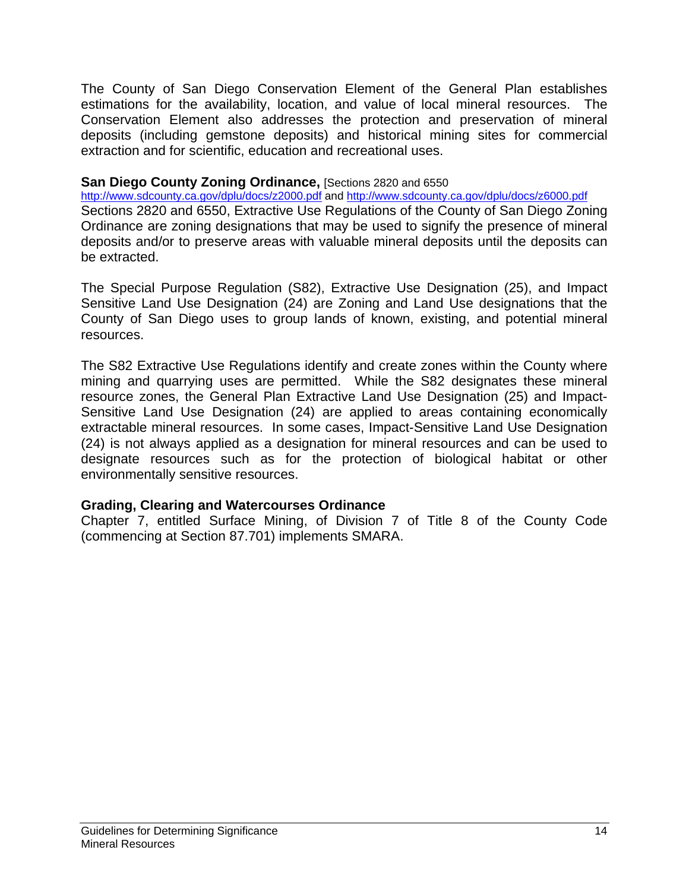The County of San Diego Conservation Element of the General Plan establishes estimations for the availability, location, and value of local mineral resources. The Conservation Element also addresses the protection and preservation of mineral deposits (including gemstone deposits) and historical mining sites for commercial extraction and for scientific, education and recreational uses.

**San Diego County Zoning Ordinance,** [Sections 2820 and 6550 http://www.sdcounty.ca.gov/dplu/docs/z2000.pdf and http://www.sdcounty.ca.gov/dplu/docs/z6000.pdf

Sections 2820 and 6550, Extractive Use Regulations of the County of San Diego Zoning Ordinance are zoning designations that may be used to signify the presence of mineral deposits and/or to preserve areas with valuable mineral deposits until the deposits can be extracted.

The Special Purpose Regulation (S82), Extractive Use Designation (25), and Impact Sensitive Land Use Designation (24) are Zoning and Land Use designations that the County of San Diego uses to group lands of known, existing, and potential mineral resources.

The S82 Extractive Use Regulations identify and create zones within the County where mining and quarrying uses are permitted. While the S82 designates these mineral resource zones, the General Plan Extractive Land Use Designation (25) and Impact-Sensitive Land Use Designation (24) are applied to areas containing economically extractable mineral resources. In some cases, Impact-Sensitive Land Use Designation (24) is not always applied as a designation for mineral resources and can be used to designate resources such as for the protection of biological habitat or other environmentally sensitive resources.

**Grading, Clearing and Watercourses Ordinance**

Chapter 7, entitled Surface Mining, of Division 7 of Title 8 of the County Code (commencing at Section 87.701) implements SMARA.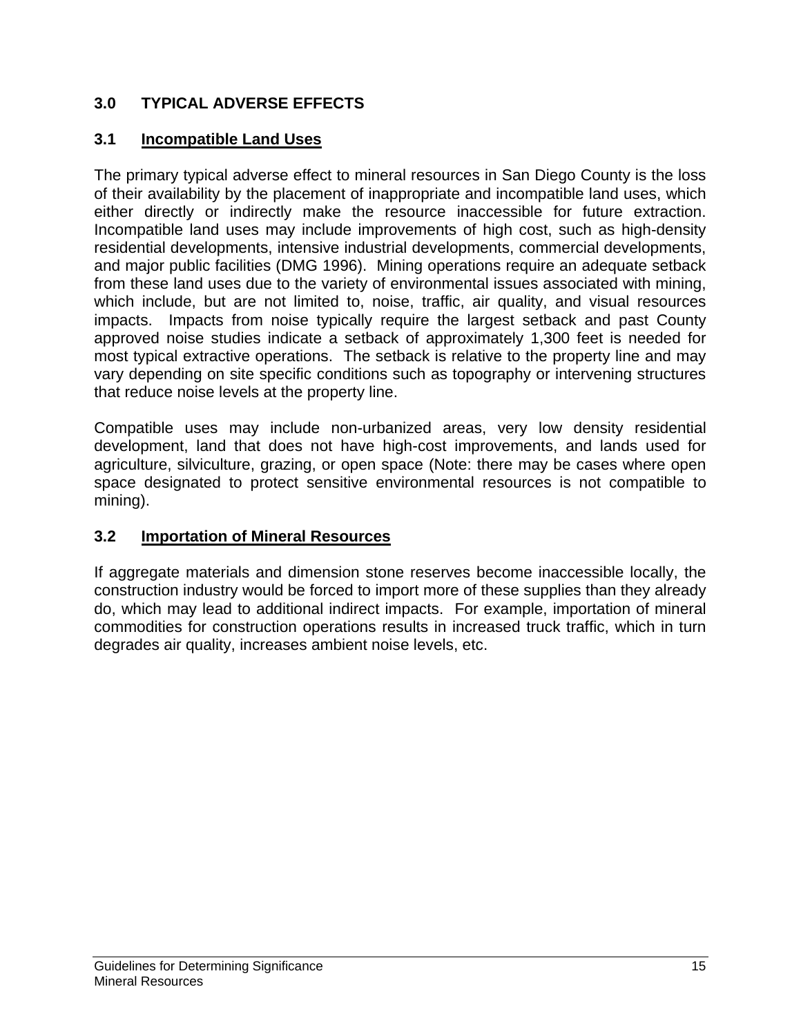## 3.0 TYPICAL ADVERSE EFFECTS

### 3.1 Incompatible Land Uses

The primary typical adverse effect to mineral resources in San Diego County is the loss of their availability by the placement of inappropriate and incompatible land uses, which either directly or indirectly make the resource inaccessible for future extraction. Incompatible land uses may include improvements of high cost, such as high-density residential developments, intensive industrial developments, commercial developments, and major public facilities (DMG 1996). Mining operations require an adequate setback from these land uses due to the variety of environmental issues associated with mining, which include, but are not limited to, noise, traffic, air quality, and visual resources impacts. Impacts from noise typically require the largest setback and past County approved noise studies indicate a setback of approximately 1,300 feet is needed for most typical extractive operations. The setback is relative to the property line and may vary depending on site specific conditions such as topography or intervening structures that reduce noise levels at the property line.

Compatible uses may include non-urbanized areas, very low density residential development, land that does not have high-cost improvements, and lands used for agriculture, silviculture, grazing, or open space (Note: there may be cases where open space designated to protect sensitive environmental resources is not compatible to mining).

### 3.2 Importation of Mineral Resources

If aggregate materials and dimension stone reserves become inaccessible locally, the construction industry would be forced to import more of these supplies than they already do, which may lead to additional indirect impacts. For example, importation of mineral commodities for construction operations results in increased truck traffic, which in turn degrades air quality, increases ambient noise levels, etc.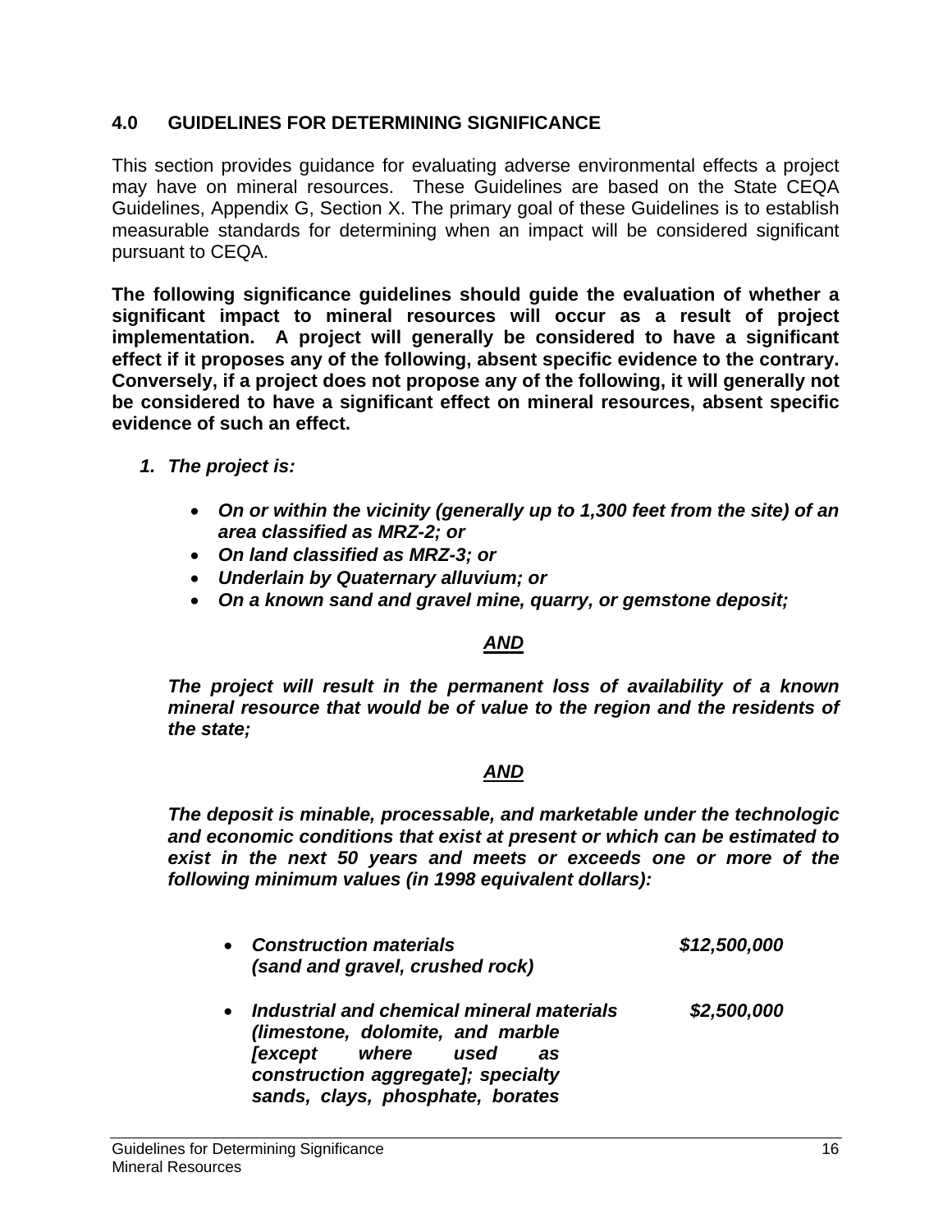## 4.0 GUIDELINES FOR DETERMINING SIGNIFICANCE

This section provides guidance for evaluating adverse environmental effects a project may have on mineral resources. These Guidelines are based on the State CEQA Guidelines, Appendix G, Section X. The primary goal of these Guidelines is to establish measurable standards for determining when an impact will be considered significant pursuant to CEQA.

**The following significance guidelines should guide the evaluation of whether a significant impact to mineral resources will occur as a result of project implementation. A project will generally be considered to have a significant effect if it proposes any of the following, absent specific evidence to the contrary. Conversely, if a project does not propose any of the following, it will generally not be considered to have a significant effect on mineral resources, absent specific evidence of such an effect.**

1. ***The project is:***

   - ***On or within the vicinity (generally up to 1,300 feet from the site) of an area classified as MRZ-2; or***
   - ***On land classified as MRZ-3; or***
   - ***Underlain by Quaternary alluvium; or***
   - ***On a known sand and gravel mine, quarry, or gemstone deposit;***

   ***AND***

   ***The project will result in the permanent loss of availability of a known mineral resource that would be of value to the region and the residents of the state;***

   ***AND***

   ***The deposit is minable, processable, and marketable under the technologic and economic conditions that exist at present or which can be estimated to exist in the next 50 years and meets or exceeds one or more of the following minimum values (in 1998 equivalent dollars):***

   - ***Construction materials (sand and gravel, crushed rock)*** — ***$12,500,000***
   - ***Industrial and chemical mineral materials (limestone, dolomite, and marble [except where used as construction aggregate]; specialty sands, clays, phosphate, borates*** — ***$2,500,000***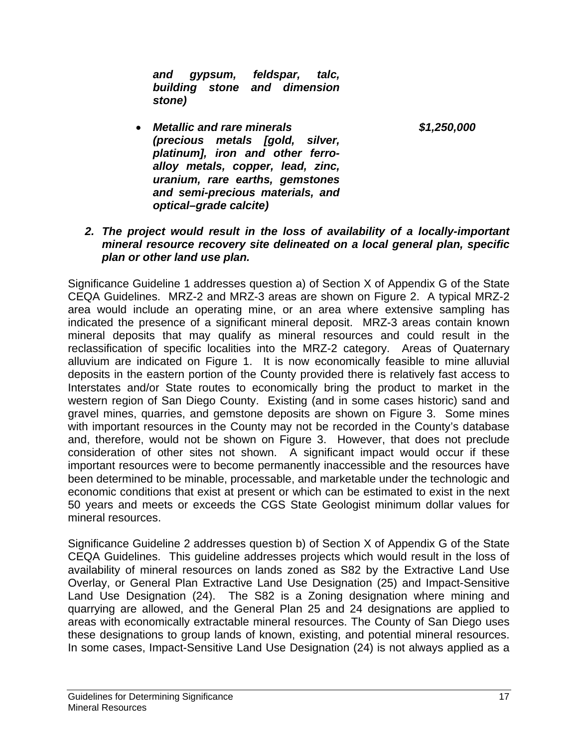***and gypsum, feldspar, talc, building stone and dimension stone)***

- ***Metallic and rare minerals (precious metals [gold, silver, platinum], iron and other ferro-alloy metals, copper, lead, zinc, uranium, rare earths, gemstones and semi-precious materials, and optical–grade calcite)*** ***$1,250,000***

2. ***The project would result in the loss of availability of a locally-important mineral resource recovery site delineated on a local general plan, specific plan or other land use plan.***

Significance Guideline 1 addresses question a) of Section X of Appendix G of the State CEQA Guidelines. MRZ-2 and MRZ-3 areas are shown on Figure 2. A typical MRZ-2 area would include an operating mine, or an area where extensive sampling has indicated the presence of a significant mineral deposit. MRZ-3 areas contain known mineral deposits that may qualify as mineral resources and could result in the reclassification of specific localities into the MRZ-2 category. Areas of Quaternary alluvium are indicated on Figure 1. It is now economically feasible to mine alluvial deposits in the eastern portion of the County provided there is relatively fast access to Interstates and/or State routes to economically bring the product to market in the western region of San Diego County. Existing (and in some cases historic) sand and gravel mines, quarries, and gemstone deposits are shown on Figure 3. Some mines with important resources in the County may not be recorded in the County's database and, therefore, would not be shown on Figure 3. However, that does not preclude consideration of other sites not shown. A significant impact would occur if these important resources were to become permanently inaccessible and the resources have been determined to be minable, processable, and marketable under the technologic and economic conditions that exist at present or which can be estimated to exist in the next 50 years and meets or exceeds the CGS State Geologist minimum dollar values for mineral resources.

Significance Guideline 2 addresses question b) of Section X of Appendix G of the State CEQA Guidelines. This guideline addresses projects which would result in the loss of availability of mineral resources on lands zoned as S82 by the Extractive Land Use Overlay, or General Plan Extractive Land Use Designation (25) and Impact-Sensitive Land Use Designation (24). The S82 is a Zoning designation where mining and quarrying are allowed, and the General Plan 25 and 24 designations are applied to areas with economically extractable mineral resources. The County of San Diego uses these designations to group lands of known, existing, and potential mineral resources. In some cases, Impact-Sensitive Land Use Designation (24) is not always applied as a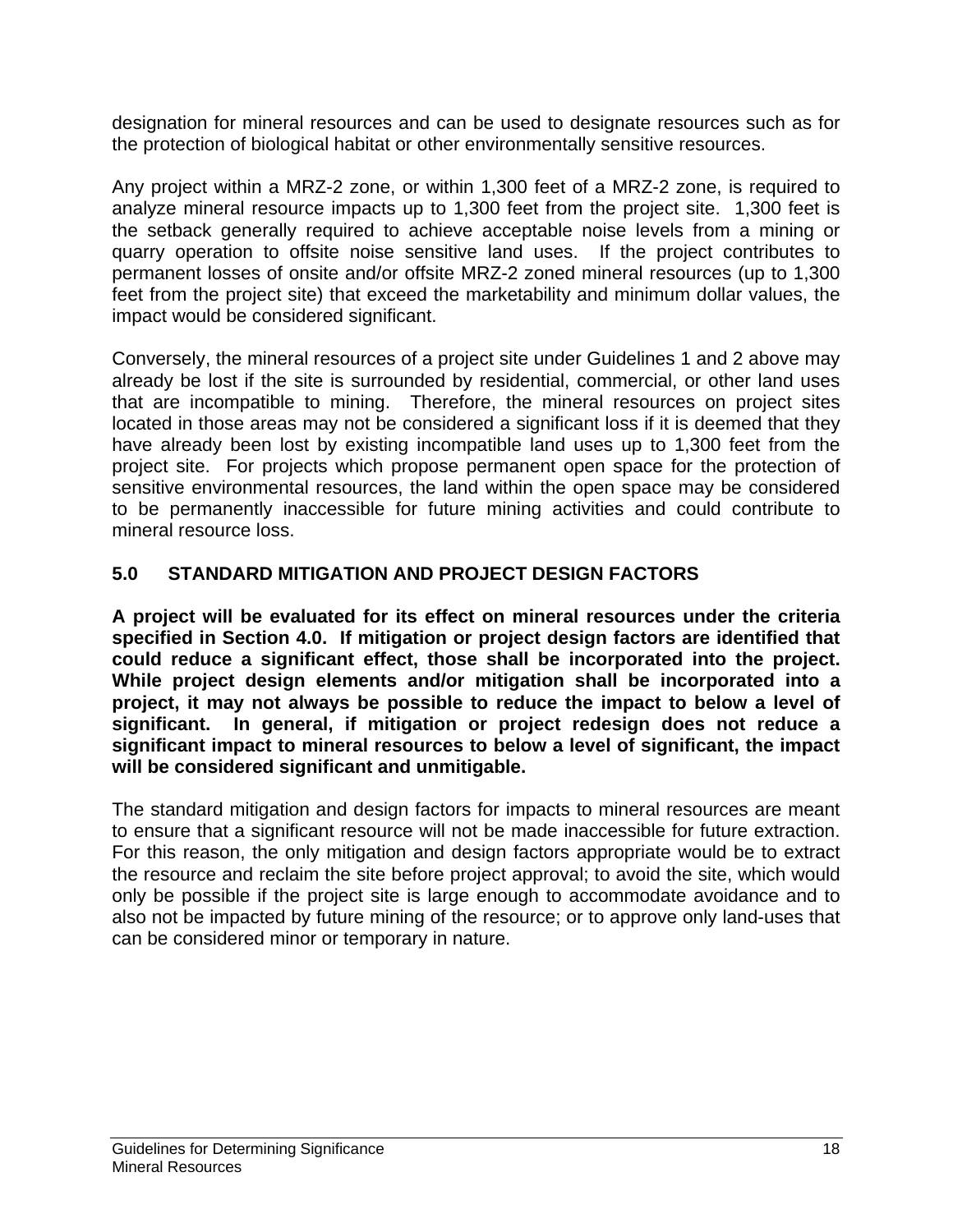designation for mineral resources and can be used to designate resources such as for the protection of biological habitat or other environmentally sensitive resources.

Any project within a MRZ-2 zone, or within 1,300 feet of a MRZ-2 zone, is required to analyze mineral resource impacts up to 1,300 feet from the project site. 1,300 feet is the setback generally required to achieve acceptable noise levels from a mining or quarry operation to offsite noise sensitive land uses. If the project contributes to permanent losses of onsite and/or offsite MRZ-2 zoned mineral resources (up to 1,300 feet from the project site) that exceed the marketability and minimum dollar values, the impact would be considered significant.

Conversely, the mineral resources of a project site under Guidelines 1 and 2 above may already be lost if the site is surrounded by residential, commercial, or other land uses that are incompatible to mining. Therefore, the mineral resources on project sites located in those areas may not be considered a significant loss if it is deemed that they have already been lost by existing incompatible land uses up to 1,300 feet from the project site. For projects which propose permanent open space for the protection of sensitive environmental resources, the land within the open space may be considered to be permanently inaccessible for future mining activities and could contribute to mineral resource loss.

## 5.0 STANDARD MITIGATION AND PROJECT DESIGN FACTORS

**A project will be evaluated for its effect on mineral resources under the criteria specified in Section 4.0. If mitigation or project design factors are identified that could reduce a significant effect, those shall be incorporated into the project. While project design elements and/or mitigation shall be incorporated into a project, it may not always be possible to reduce the impact to below a level of significant. In general, if mitigation or project redesign does not reduce a significant impact to mineral resources to below a level of significant, the impact will be considered significant and unmitigable.**

The standard mitigation and design factors for impacts to mineral resources are meant to ensure that a significant resource will not be made inaccessible for future extraction. For this reason, the only mitigation and design factors appropriate would be to extract the resource and reclaim the site before project approval; to avoid the site, which would only be possible if the project site is large enough to accommodate avoidance and to also not be impacted by future mining of the resource; or to approve only land-uses that can be considered minor or temporary in nature.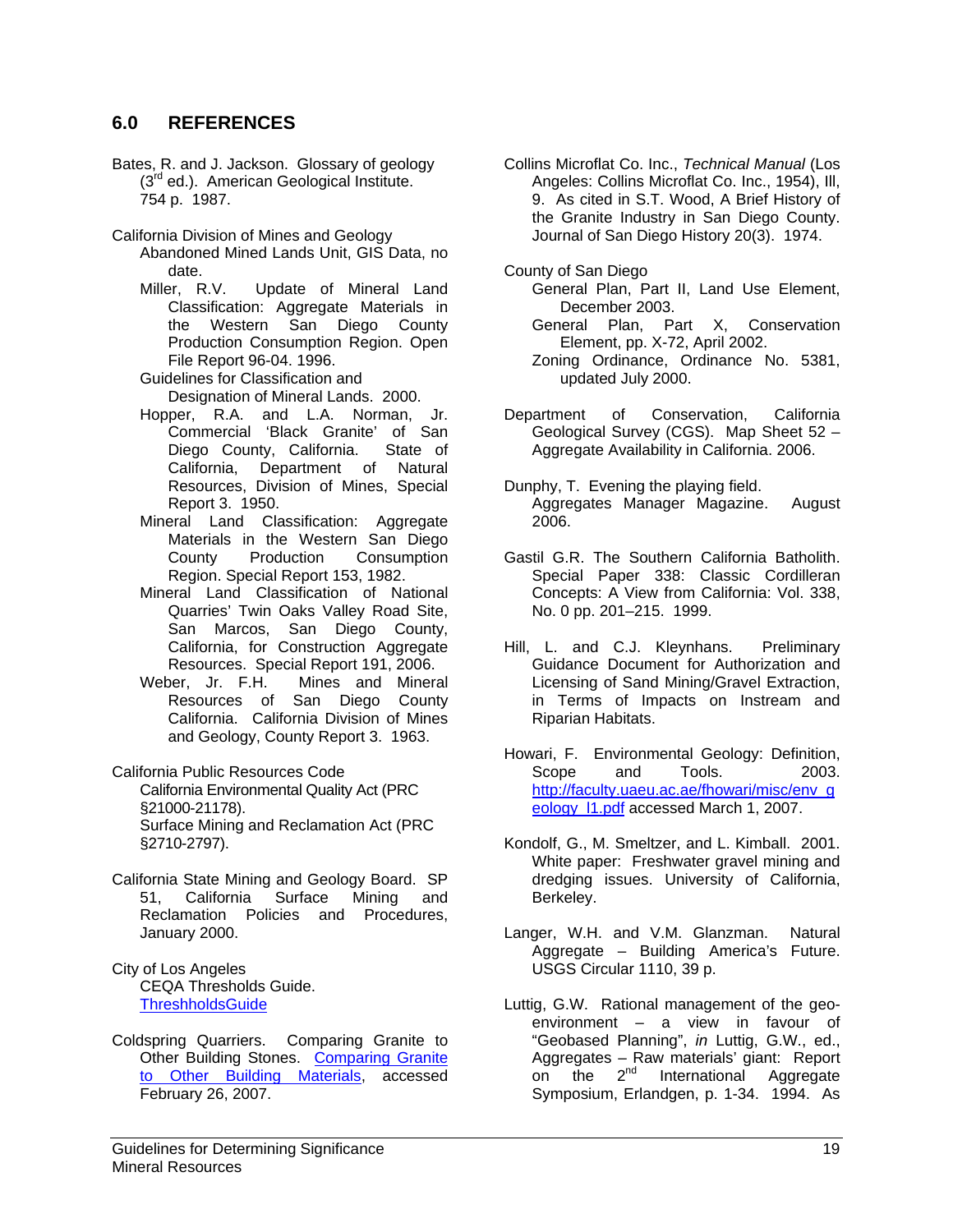## 6.0 REFERENCES

Bates, R. and J. Jackson. Glossary of geology (3rd ed.). American Geological Institute. 754 p. 1987.

California Division of Mines and Geology

- Abandoned Mined Lands Unit, GIS Data, no date.
- Miller, R.V. Update of Mineral Land Classification: Aggregate Materials in the Western San Diego County Production Consumption Region. Open File Report 96-04. 1996.
- Guidelines for Classification and Designation of Mineral Lands. 2000.
- Hopper, R.A. and L.A. Norman, Jr. Commercial 'Black Granite' of San Diego County, California. State of California, Department of Natural Resources, Division of Mines, Special Report 3. 1950.
- Mineral Land Classification: Aggregate Materials in the Western San Diego County Production Consumption Region. Special Report 153, 1982.
- Mineral Land Classification of National Quarries' Twin Oaks Valley Road Site, San Marcos, San Diego County, California, for Construction Aggregate Resources. Special Report 191, 2006.
- Weber, Jr. F.H. Mines and Mineral Resources of San Diego County California. California Division of Mines and Geology, County Report 3. 1963.

California Public Resources Code

- California Environmental Quality Act (PRC §21000-21178).
- Surface Mining and Reclamation Act (PRC §2710-2797).

California State Mining and Geology Board. SP 51, California Surface Mining and Reclamation Policies and Procedures, January 2000.

City of Los Angeles

- CEQA Thresholds Guide. [ThreshholdsGuide]

Coldspring Quarriers. Comparing Granite to Other Building Stones. [Comparing Granite to Other Building Materials], accessed February 26, 2007.

Collins Microflat Co. Inc., *Technical Manual* (Los Angeles: Collins Microflat Co. Inc., 1954), Ill, 9. As cited in S.T. Wood, A Brief History of the Granite Industry in San Diego County. Journal of San Diego History 20(3). 1974.

County of San Diego

- General Plan, Part II, Land Use Element, December 2003.
- General Plan, Part X, Conservation Element, pp. X-72, April 2002.
- Zoning Ordinance, Ordinance No. 5381, updated July 2000.

Department of Conservation, California Geological Survey (CGS). Map Sheet 52 – Aggregate Availability in California. 2006.

Dunphy, T. Evening the playing field. Aggregates Manager Magazine. August 2006.

Gastil G.R. The Southern California Batholith. Special Paper 338: Classic Cordilleran Concepts: A View from California: Vol. 338, No. 0 pp. 201–215. 1999.

Hill, L. and C.J. Kleynhans. Preliminary Guidance Document for Authorization and Licensing of Sand Mining/Gravel Extraction, in Terms of Impacts on Instream and Riparian Habitats.

Howari, F. Environmental Geology: Definition, Scope and Tools. 2003. http://faculty.uaeu.ac.ae/fhowari/misc/env_geology_l1.pdf accessed March 1, 2007.

Kondolf, G., M. Smeltzer, and L. Kimball. 2001. White paper: Freshwater gravel mining and dredging issues. University of California, Berkeley.

Langer, W.H. and V.M. Glanzman. Natural Aggregate – Building America's Future. USGS Circular 1110, 39 p.

Luttig, G.W. Rational management of the geo-environment – a view in favour of "Geobased Planning", *in* Luttig, G.W., ed., Aggregates – Raw materials' giant: Report on the 2nd International Aggregate Symposium, Erlandgen, p. 1-34. 1994. As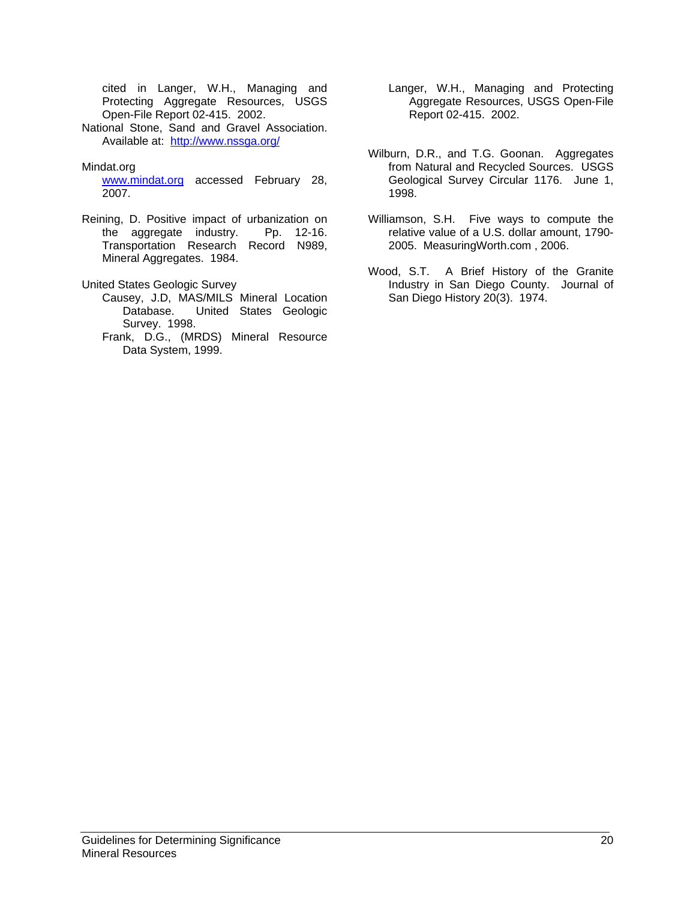cited in Langer, W.H., Managing and Protecting Aggregate Resources, USGS Open-File Report 02-415. 2002.

National Stone, Sand and Gravel Association. Available at: http://www.nssga.org/

Mindat.org
www.mindat.org accessed February 28, 2007.

Reining, D. Positive impact of urbanization on the aggregate industry. Pp. 12-16. Transportation Research Record N989, Mineral Aggregates. 1984.

United States Geologic Survey

- Causey, J.D, MAS/MILS Mineral Location Database. United States Geologic Survey. 1998.
- Frank, D.G., (MRDS) Mineral Resource Data System, 1999.
- Langer, W.H., Managing and Protecting Aggregate Resources, USGS Open-File Report 02-415. 2002.

Wilburn, D.R., and T.G. Goonan. Aggregates from Natural and Recycled Sources. USGS Geological Survey Circular 1176. June 1, 1998.

Williamson, S.H. Five ways to compute the relative value of a U.S. dollar amount, 1790-2005. MeasuringWorth.com , 2006.

Wood, S.T. A Brief History of the Granite Industry in San Diego County. Journal of San Diego History 20(3). 1974.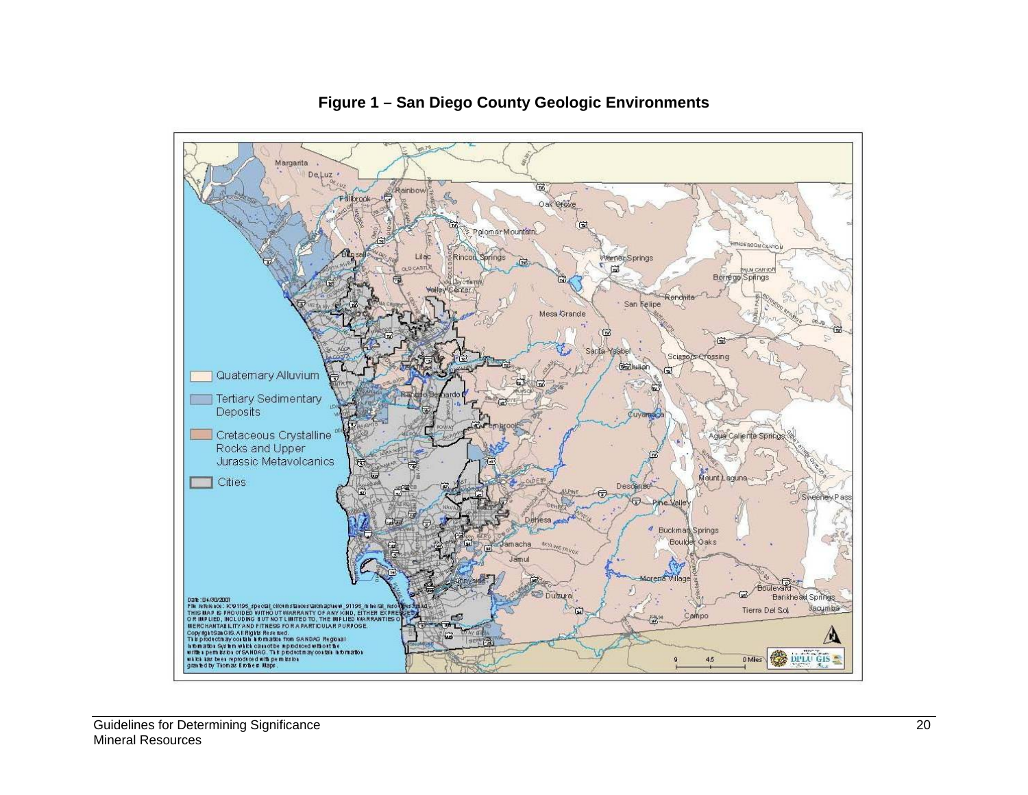**Figure 1 – San Diego County Geologic Environments**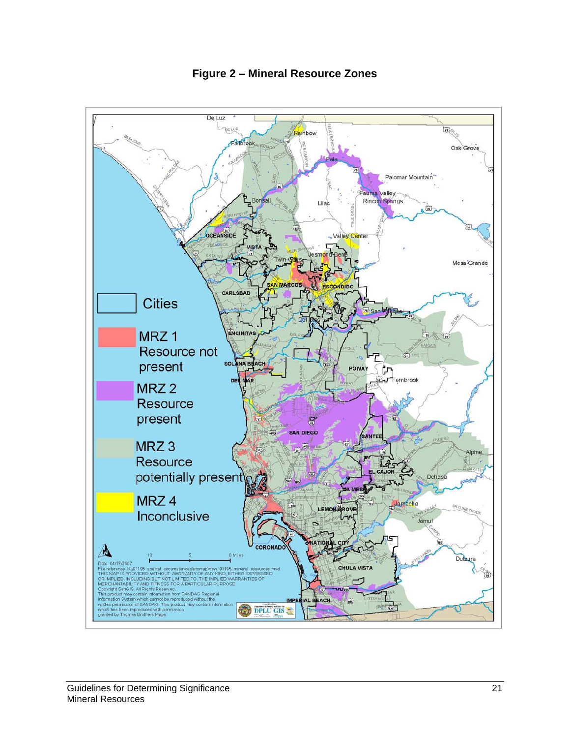**Figure 2 – Mineral Resource Zones**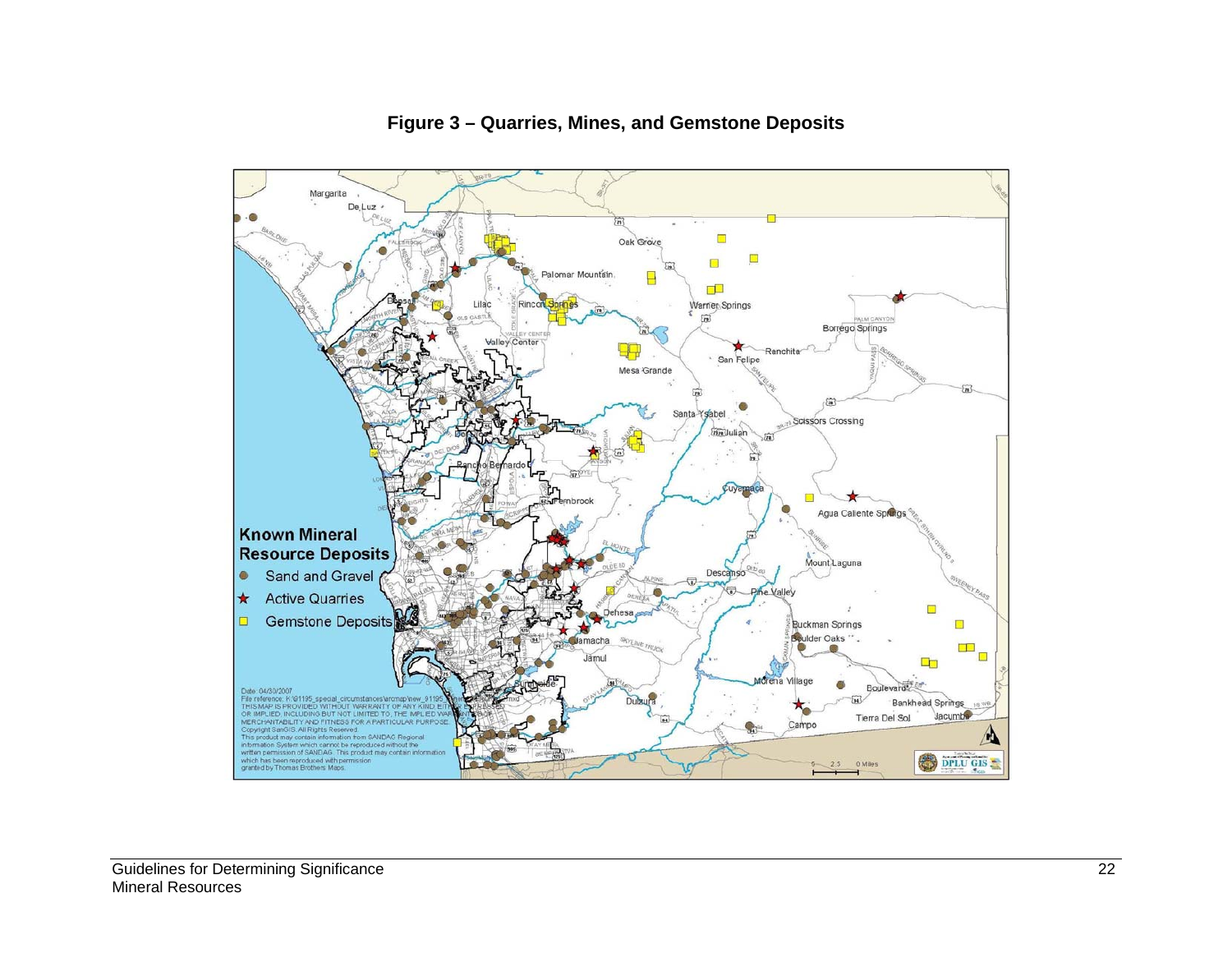**Figure 3 – Quarries, Mines, and Gemstone Deposits**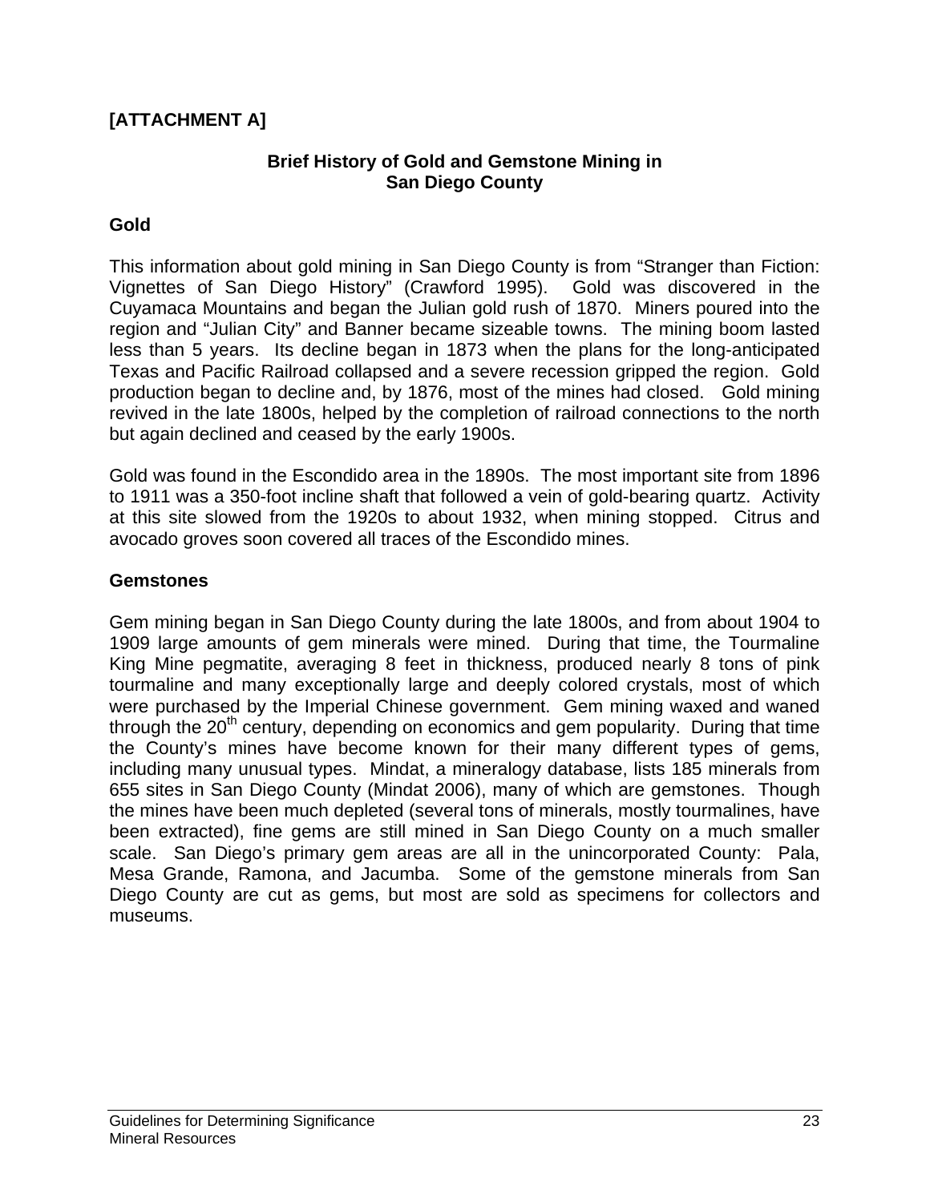**[ATTACHMENT A]**

## Brief History of Gold and Gemstone Mining in San Diego County

### Gold

This information about gold mining in San Diego County is from "Stranger than Fiction: Vignettes of San Diego History" (Crawford 1995). Gold was discovered in the Cuyamaca Mountains and began the Julian gold rush of 1870. Miners poured into the region and "Julian City" and Banner became sizeable towns. The mining boom lasted less than 5 years. Its decline began in 1873 when the plans for the long-anticipated Texas and Pacific Railroad collapsed and a severe recession gripped the region. Gold production began to decline and, by 1876, most of the mines had closed. Gold mining revived in the late 1800s, helped by the completion of railroad connections to the north but again declined and ceased by the early 1900s.

Gold was found in the Escondido area in the 1890s. The most important site from 1896 to 1911 was a 350-foot incline shaft that followed a vein of gold-bearing quartz. Activity at this site slowed from the 1920s to about 1932, when mining stopped. Citrus and avocado groves soon covered all traces of the Escondido mines.

### Gemstones

Gem mining began in San Diego County during the late 1800s, and from about 1904 to 1909 large amounts of gem minerals were mined. During that time, the Tourmaline King Mine pegmatite, averaging 8 feet in thickness, produced nearly 8 tons of pink tourmaline and many exceptionally large and deeply colored crystals, most of which were purchased by the Imperial Chinese government. Gem mining waxed and waned through the 20th century, depending on economics and gem popularity. During that time the County's mines have become known for their many different types of gems, including many unusual types. Mindat, a mineralogy database, lists 185 minerals from 655 sites in San Diego County (Mindat 2006), many of which are gemstones. Though the mines have been much depleted (several tons of minerals, mostly tourmalines, have been extracted), fine gems are still mined in San Diego County on a much smaller scale. San Diego's primary gem areas are all in the unincorporated County: Pala, Mesa Grande, Ramona, and Jacumba. Some of the gemstone minerals from San Diego County are cut as gems, but most are sold as specimens for collectors and museums.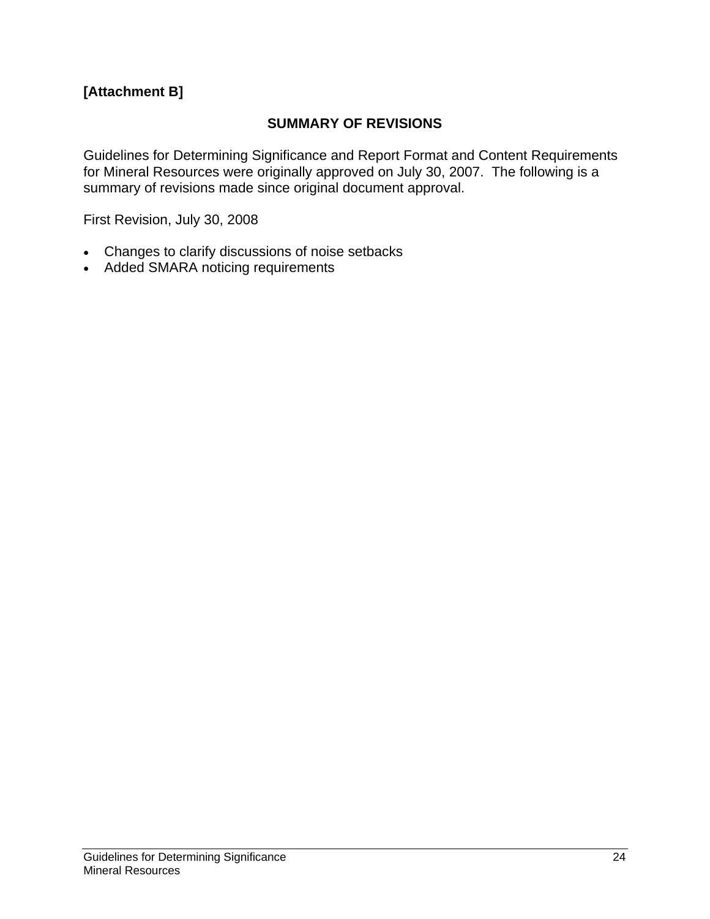**[Attachment B]**

## SUMMARY OF REVISIONS

Guidelines for Determining Significance and Report Format and Content Requirements for Mineral Resources were originally approved on July 30, 2007. The following is a summary of revisions made since original document approval.

First Revision, July 30, 2008

- Changes to clarify discussions of noise setbacks
- Added SMARA noticing requirements